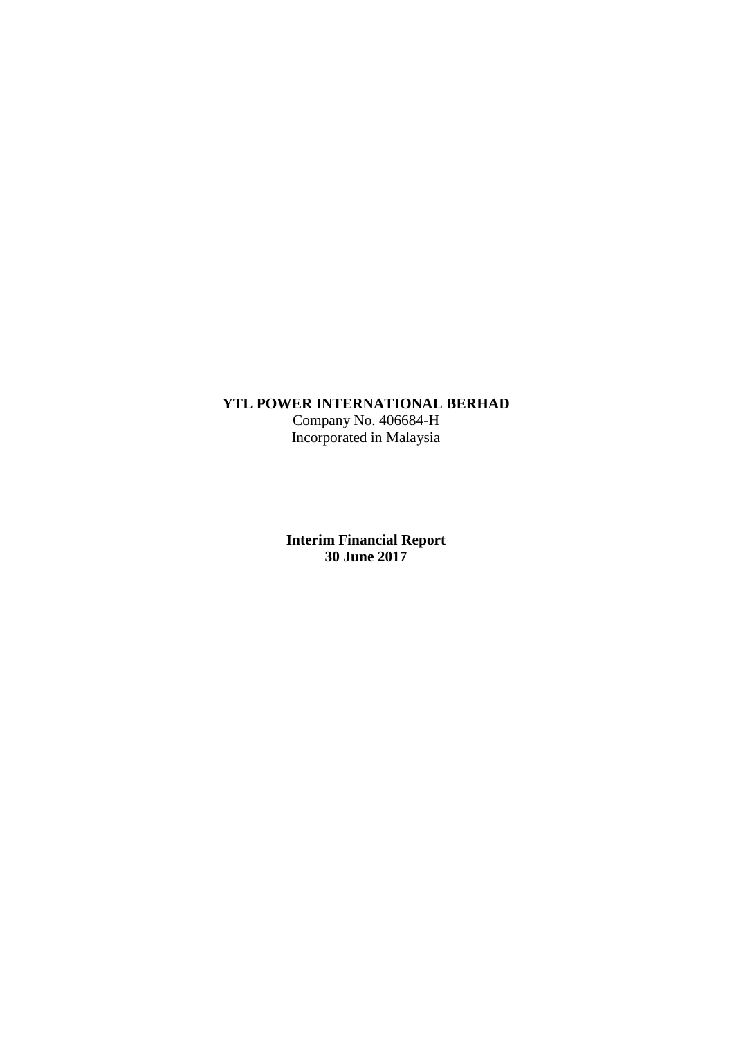**YTL POWER INTERNATIONAL BERHAD**
Company No. 406684-H
Incorporated in Malaysia

**Interim Financial Report**
**30 June 2017**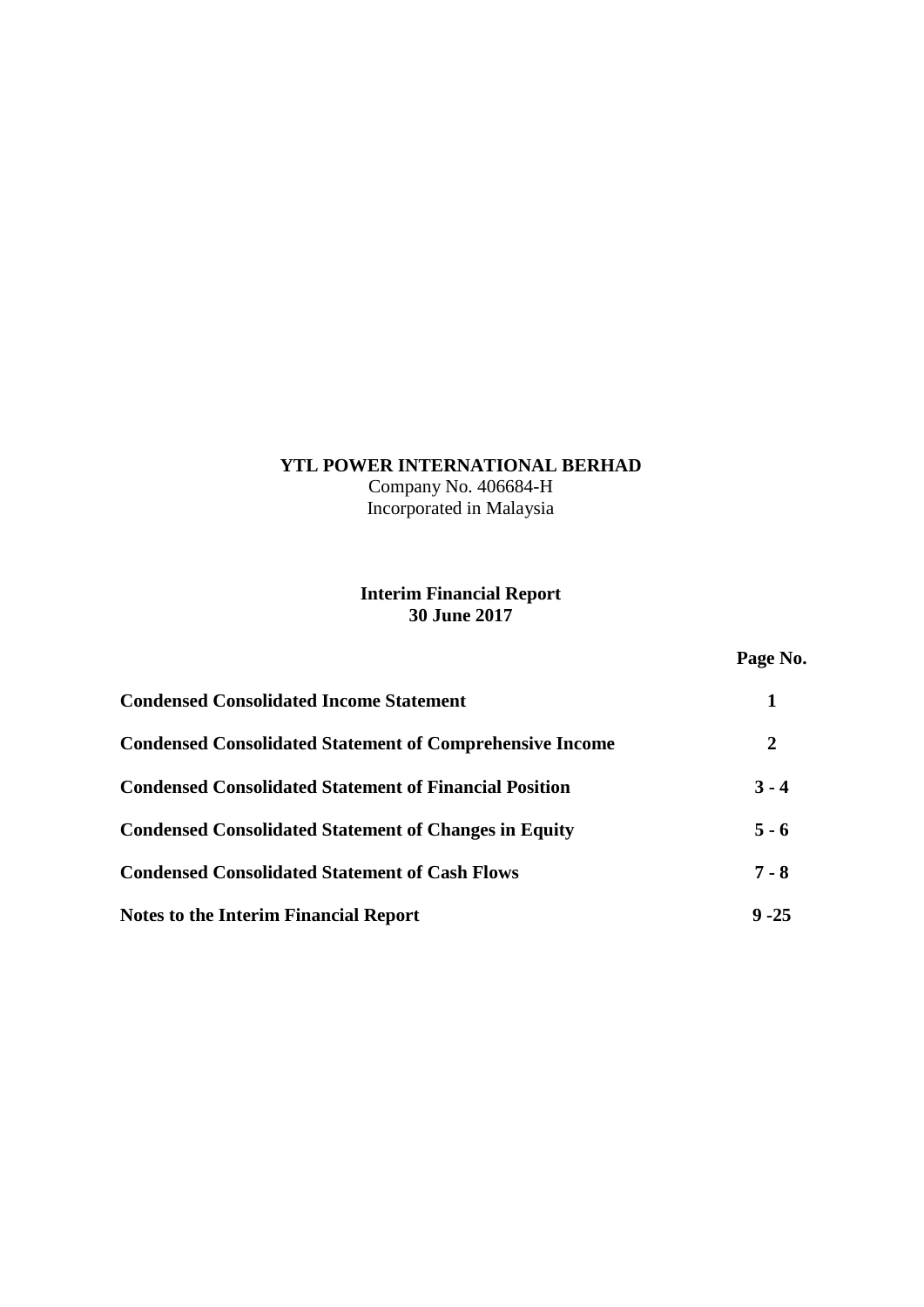# YTL POWER INTERNATIONAL BERHAD

Company No. 406684-H
Incorporated in Malaysia

## Interim Financial Report
## 30 June 2017

| | Page No. |
|---|---|
| **Condensed Consolidated Income Statement** | **1** |
| **Condensed Consolidated Statement of Comprehensive Income** | **2** |
| **Condensed Consolidated Statement of Financial Position** | **3 - 4** |
| **Condensed Consolidated Statement of Changes in Equity** | **5 - 6** |
| **Condensed Consolidated Statement of Cash Flows** | **7 - 8** |
| **Notes to the Interim Financial Report** | **9 -25** |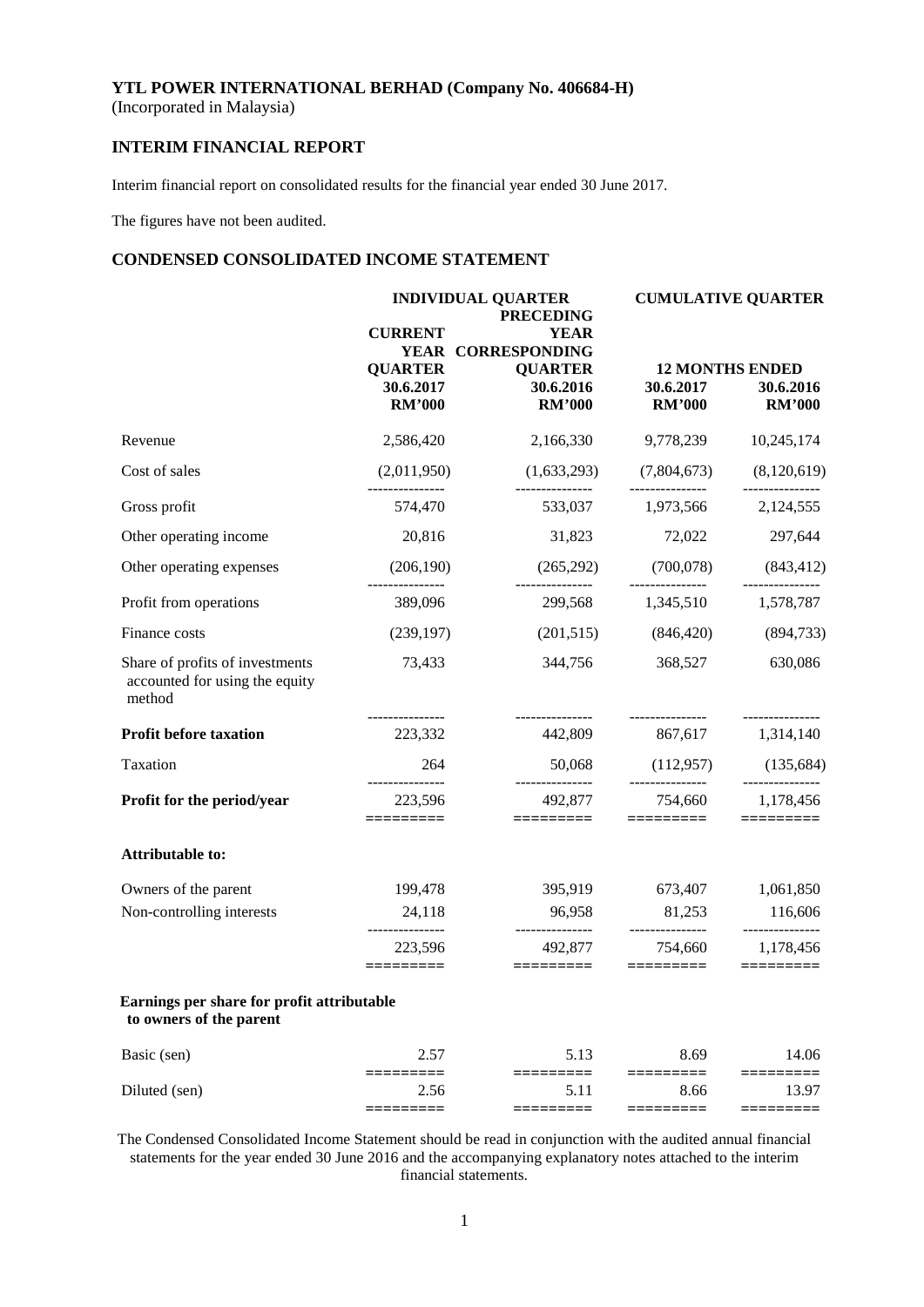**YTL POWER INTERNATIONAL BERHAD (Company No. 406684-H)**
(Incorporated in Malaysia)

## INTERIM FINANCIAL REPORT

Interim financial report on consolidated results for the financial year ended 30 June 2017.

The figures have not been audited.

## CONDENSED CONSOLIDATED INCOME STATEMENT

| | INDIVIDUAL QUARTER | | CUMULATIVE QUARTER | |
|---|---|---|---|---|
| | CURRENT YEAR QUARTER | PRECEDING YEAR CORRESPONDING QUARTER | 12 MONTHS ENDED | |
| | 30.6.2017 | 30.6.2016 | 30.6.2017 | 30.6.2016 |
| | RM'000 | RM'000 | RM'000 | RM'000 |
| Revenue | 2,586,420 | 2,166,330 | 9,778,239 | 10,245,174 |
| Cost of sales | (2,011,950) | (1,633,293) | (7,804,673) | (8,120,619) |
| Gross profit | 574,470 | 533,037 | 1,973,566 | 2,124,555 |
| Other operating income | 20,816 | 31,823 | 72,022 | 297,644 |
| Other operating expenses | (206,190) | (265,292) | (700,078) | (843,412) |
| Profit from operations | 389,096 | 299,568 | 1,345,510 | 1,578,787 |
| Finance costs | (239,197) | (201,515) | (846,420) | (894,733) |
| Share of profits of investments accounted for using the equity method | 73,433 | 344,756 | 368,527 | 630,086 |
| **Profit before taxation** | 223,332 | 442,809 | 867,617 | 1,314,140 |
| Taxation | 264 | 50,068 | (112,957) | (135,684) |
| **Profit for the period/year** | 223,596 | 492,877 | 754,660 | 1,178,456 |
| **Attributable to:** | | | | |
| Owners of the parent | 199,478 | 395,919 | 673,407 | 1,061,850 |
| Non-controlling interests | 24,118 | 96,958 | 81,253 | 116,606 |
| | 223,596 | 492,877 | 754,660 | 1,178,456 |
| **Earnings per share for profit attributable to owners of the parent** | | | | |
| Basic (sen) | 2.57 | 5.13 | 8.69 | 14.06 |
| Diluted (sen) | 2.56 | 5.11 | 8.66 | 13.97 |

The Condensed Consolidated Income Statement should be read in conjunction with the audited annual financial statements for the year ended 30 June 2016 and the accompanying explanatory notes attached to the interim financial statements.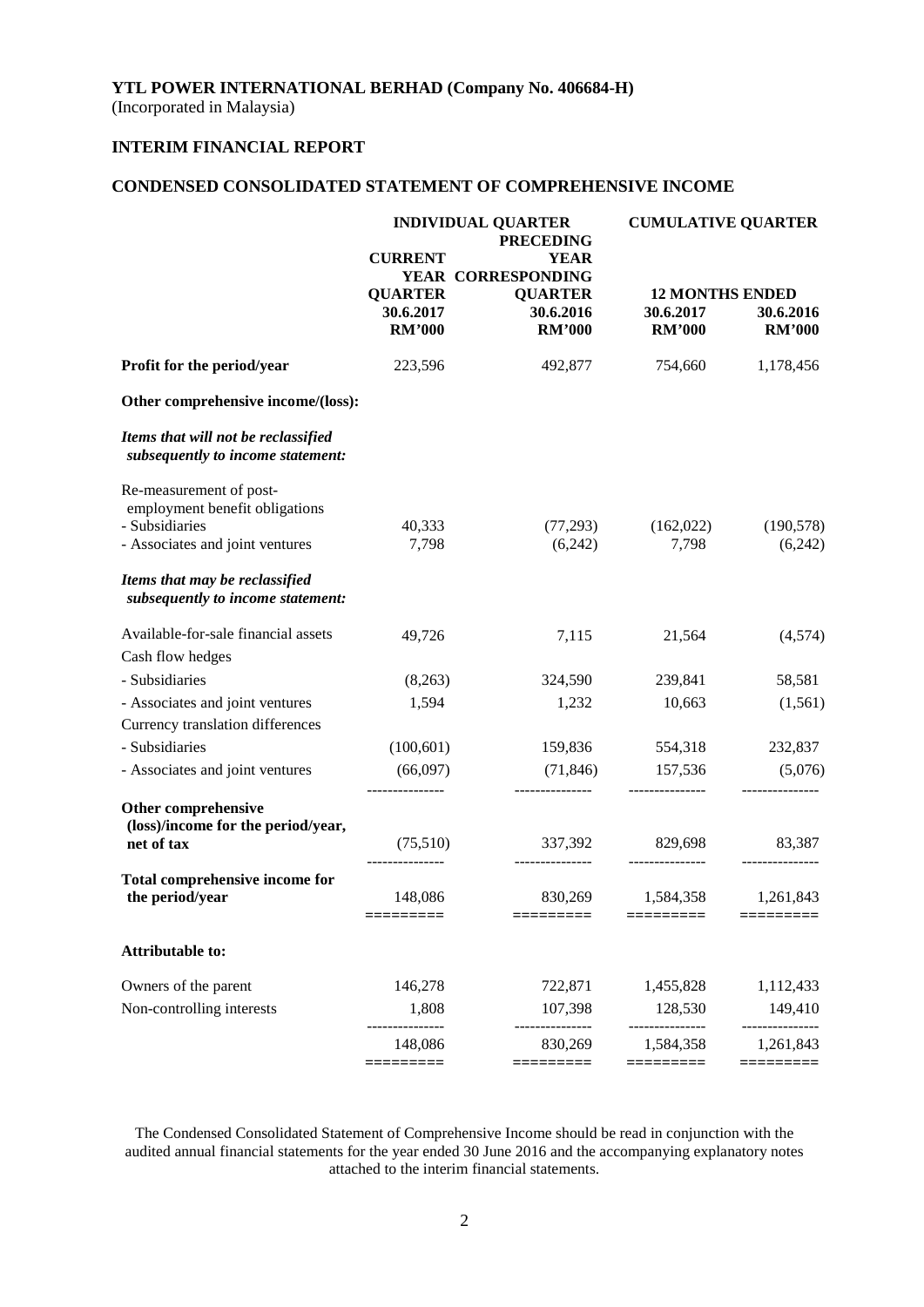**YTL POWER INTERNATIONAL BERHAD (Company No. 406684-H)**
(Incorporated in Malaysia)

**INTERIM FINANCIAL REPORT**

**CONDENSED CONSOLIDATED STATEMENT OF COMPREHENSIVE INCOME**

| | INDIVIDUAL QUARTER | | CUMULATIVE QUARTER | |
|---|---|---|---|---|
| | CURRENT YEAR QUARTER | PRECEDING YEAR CORRESPONDING QUARTER | 12 MONTHS ENDED | |
| | 30.6.2017 | 30.6.2016 | 30.6.2017 | 30.6.2016 |
| | RM'000 | RM'000 | RM'000 | RM'000 |
| **Profit for the period/year** | 223,596 | 492,877 | 754,660 | 1,178,456 |
| **Other comprehensive income/(loss):** | | | | |
| ***Items that will not be reclassified subsequently to income statement:*** | | | | |
| Re-measurement of post-employment benefit obligations | | | | |
| - Subsidiaries | 40,333 | (77,293) | (162,022) | (190,578) |
| - Associates and joint ventures | 7,798 | (6,242) | 7,798 | (6,242) |
| ***Items that may be reclassified subsequently to income statement:*** | | | | |
| Available-for-sale financial assets | 49,726 | 7,115 | 21,564 | (4,574) |
| Cash flow hedges | | | | |
| - Subsidiaries | (8,263) | 324,590 | 239,841 | 58,581 |
| - Associates and joint ventures | 1,594 | 1,232 | 10,663 | (1,561) |
| Currency translation differences | | | | |
| - Subsidiaries | (100,601) | 159,836 | 554,318 | 232,837 |
| - Associates and joint ventures | (66,097) | (71,846) | 157,536 | (5,076) |
| **Other comprehensive (loss)/income for the period/year, net of tax** | (75,510) | 337,392 | 829,698 | 83,387 |
| **Total comprehensive income for the period/year** | 148,086 | 830,269 | 1,584,358 | 1,261,843 |
| **Attributable to:** | | | | |
| Owners of the parent | 146,278 | 722,871 | 1,455,828 | 1,112,433 |
| Non-controlling interests | 1,808 | 107,398 | 128,530 | 149,410 |
| | 148,086 | 830,269 | 1,584,358 | 1,261,843 |

The Condensed Consolidated Statement of Comprehensive Income should be read in conjunction with the audited annual financial statements for the year ended 30 June 2016 and the accompanying explanatory notes attached to the interim financial statements.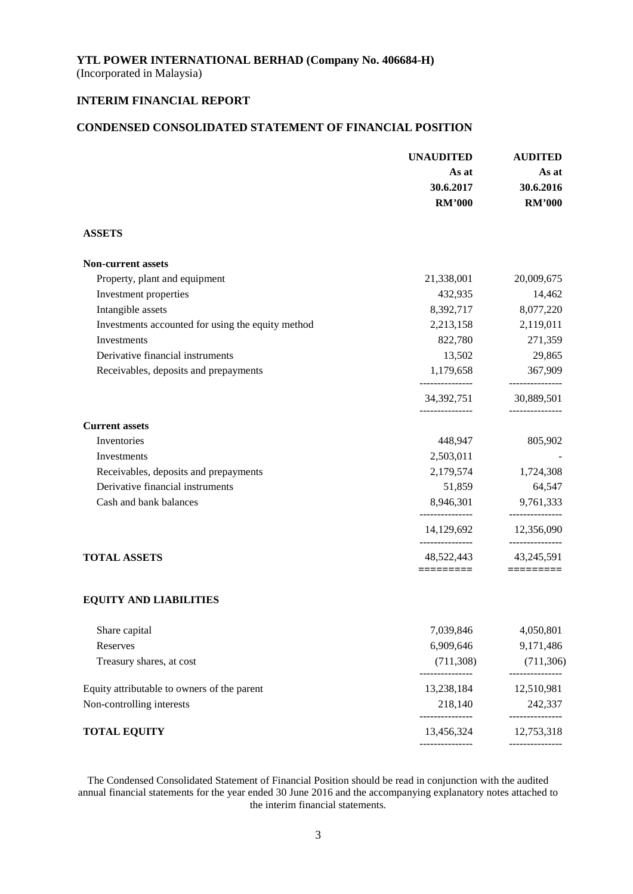**YTL POWER INTERNATIONAL BERHAD (Company No. 406684-H)**
(Incorporated in Malaysia)

**INTERIM FINANCIAL REPORT**

**CONDENSED CONSOLIDATED STATEMENT OF FINANCIAL POSITION**

| | **UNAUDITED** As at 30.6.2017 RM'000 | **AUDITED** As at 30.6.2016 RM'000 |
|---|---|---|
| **ASSETS** | | |
| **Non-current assets** | | |
| Property, plant and equipment | 21,338,001 | 20,009,675 |
| Investment properties | 432,935 | 14,462 |
| Intangible assets | 8,392,717 | 8,077,220 |
| Investments accounted for using the equity method | 2,213,158 | 2,119,011 |
| Investments | 822,780 | 271,359 |
| Derivative financial instruments | 13,502 | 29,865 |
| Receivables, deposits and prepayments | 1,179,658 | 367,909 |
| | 34,392,751 | 30,889,501 |
| **Current assets** | | |
| Inventories | 448,947 | 805,902 |
| Investments | 2,503,011 | - |
| Receivables, deposits and prepayments | 2,179,574 | 1,724,308 |
| Derivative financial instruments | 51,859 | 64,547 |
| Cash and bank balances | 8,946,301 | 9,761,333 |
| | 14,129,692 | 12,356,090 |
| **TOTAL ASSETS** | 48,522,443 | 43,245,591 |
| **EQUITY AND LIABILITIES** | | |
| Share capital | 7,039,846 | 4,050,801 |
| Reserves | 6,909,646 | 9,171,486 |
| Treasury shares, at cost | (711,308) | (711,306) |
| Equity attributable to owners of the parent | 13,238,184 | 12,510,981 |
| Non-controlling interests | 218,140 | 242,337 |
| **TOTAL EQUITY** | 13,456,324 | 12,753,318 |

The Condensed Consolidated Statement of Financial Position should be read in conjunction with the audited annual financial statements for the year ended 30 June 2016 and the accompanying explanatory notes attached to the interim financial statements.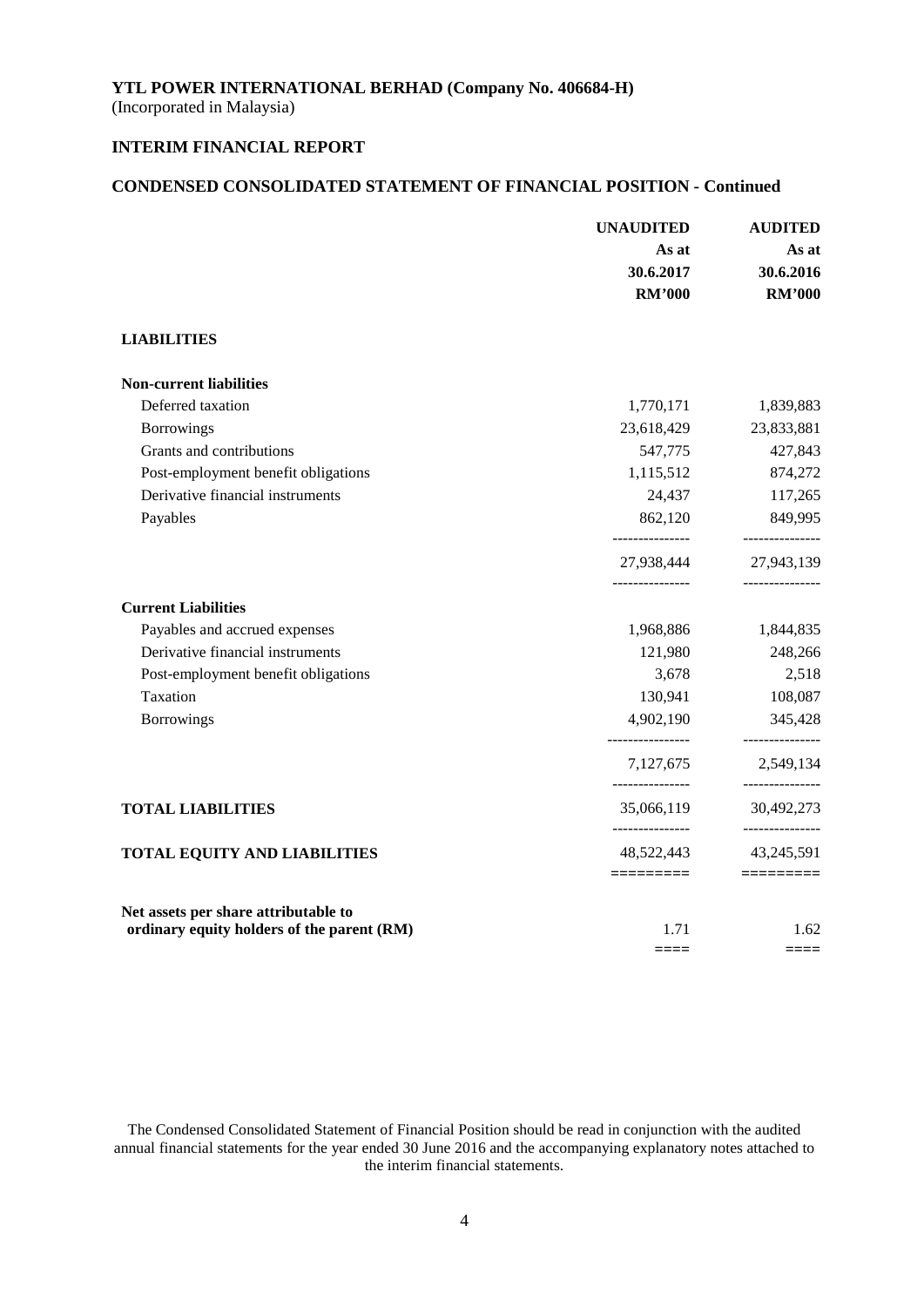**YTL POWER INTERNATIONAL BERHAD (Company No. 406684-H)**
(Incorporated in Malaysia)

**INTERIM FINANCIAL REPORT**

**CONDENSED CONSOLIDATED STATEMENT OF FINANCIAL POSITION - Continued**

| | UNAUDITED As at 30.6.2017 RM'000 | AUDITED As at 30.6.2016 RM'000 |
|---|---|---|
| **LIABILITIES** | | |
| **Non-current liabilities** | | |
| Deferred taxation | 1,770,171 | 1,839,883 |
| Borrowings | 23,618,429 | 23,833,881 |
| Grants and contributions | 547,775 | 427,843 |
| Post-employment benefit obligations | 1,115,512 | 874,272 |
| Derivative financial instruments | 24,437 | 117,265 |
| Payables | 862,120 | 849,995 |
| | 27,938,444 | 27,943,139 |
| **Current Liabilities** | | |
| Payables and accrued expenses | 1,968,886 | 1,844,835 |
| Derivative financial instruments | 121,980 | 248,266 |
| Post-employment benefit obligations | 3,678 | 2,518 |
| Taxation | 130,941 | 108,087 |
| Borrowings | 4,902,190 | 345,428 |
| | 7,127,675 | 2,549,134 |
| **TOTAL LIABILITIES** | 35,066,119 | 30,492,273 |
| **TOTAL EQUITY AND LIABILITIES** | 48,522,443 | 43,245,591 |
| **Net assets per share attributable to ordinary equity holders of the parent (RM)** | 1.71 | 1.62 |

The Condensed Consolidated Statement of Financial Position should be read in conjunction with the audited annual financial statements for the year ended 30 June 2016 and the accompanying explanatory notes attached to the interim financial statements.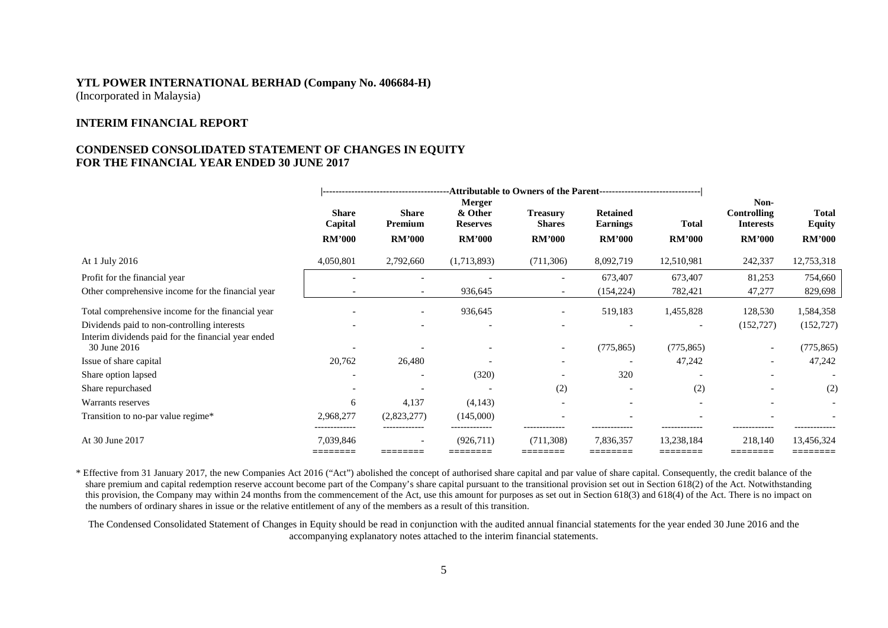**YTL POWER INTERNATIONAL BERHAD (Company No. 406684-H)**
(Incorporated in Malaysia)

**INTERIM FINANCIAL REPORT**

**CONDENSED CONSOLIDATED STATEMENT OF CHANGES IN EQUITY**
**FOR THE FINANCIAL YEAR ENDED 30 JUNE 2017**

| | Attributable to Owners of the Parent | | | | | | | |
|---|---|---|---|---|---|---|---|---|
| | **Share Capital** | **Share Premium** | **Merger & Other Reserves** | **Treasury Shares** | **Retained Earnings** | **Total** | **Non-Controlling Interests** | **Total Equity** |
| | **RM'000** | **RM'000** | **RM'000** | **RM'000** | **RM'000** | **RM'000** | **RM'000** | **RM'000** |
| At 1 July 2016 | 4,050,801 | 2,792,660 | (1,713,893) | (711,306) | 8,092,719 | 12,510,981 | 242,337 | 12,753,318 |
| Profit for the financial year | - | - | - | - | 673,407 | 673,407 | 81,253 | 754,660 |
| Other comprehensive income for the financial year | - | - | 936,645 | - | (154,224) | 782,421 | 47,277 | 829,698 |
| Total comprehensive income for the financial year | - | - | 936,645 | - | 519,183 | 1,455,828 | 128,530 | 1,584,358 |
| Dividends paid to non-controlling interests | - | - | - | - | - | - | (152,727) | (152,727) |
| Interim dividends paid for the financial year ended 30 June 2016 | - | - | - | - | (775,865) | (775,865) | - | (775,865) |
| Issue of share capital | 20,762 | 26,480 | - | - | - | 47,242 | - | 47,242 |
| Share option lapsed | - | - | (320) | - | 320 | - | - | - |
| Share repurchased | - | - | - | (2) | - | (2) | - | (2) |
| Warrants reserves | 6 | 4,137 | (4,143) | - | - | - | - | - |
| Transition to no-par value regime* | 2,968,277 | (2,823,277) | (145,000) | - | - | - | - | - |
| At 30 June 2017 | 7,039,846 | - | (926,711) | (711,308) | 7,836,357 | 13,238,184 | 218,140 | 13,456,324 |

\* Effective from 31 January 2017, the new Companies Act 2016 ("Act") abolished the concept of authorised share capital and par value of share capital. Consequently, the credit balance of the share premium and capital redemption reserve account become part of the Company's share capital pursuant to the transitional provision set out in Section 618(2) of the Act. Notwithstanding this provision, the Company may within 24 months from the commencement of the Act, use this amount for purposes as set out in Section 618(3) and 618(4) of the Act. There is no impact on the numbers of ordinary shares in issue or the relative entitlement of any of the members as a result of this transition.

The Condensed Consolidated Statement of Changes in Equity should be read in conjunction with the audited annual financial statements for the year ended 30 June 2016 and the accompanying explanatory notes attached to the interim financial statements.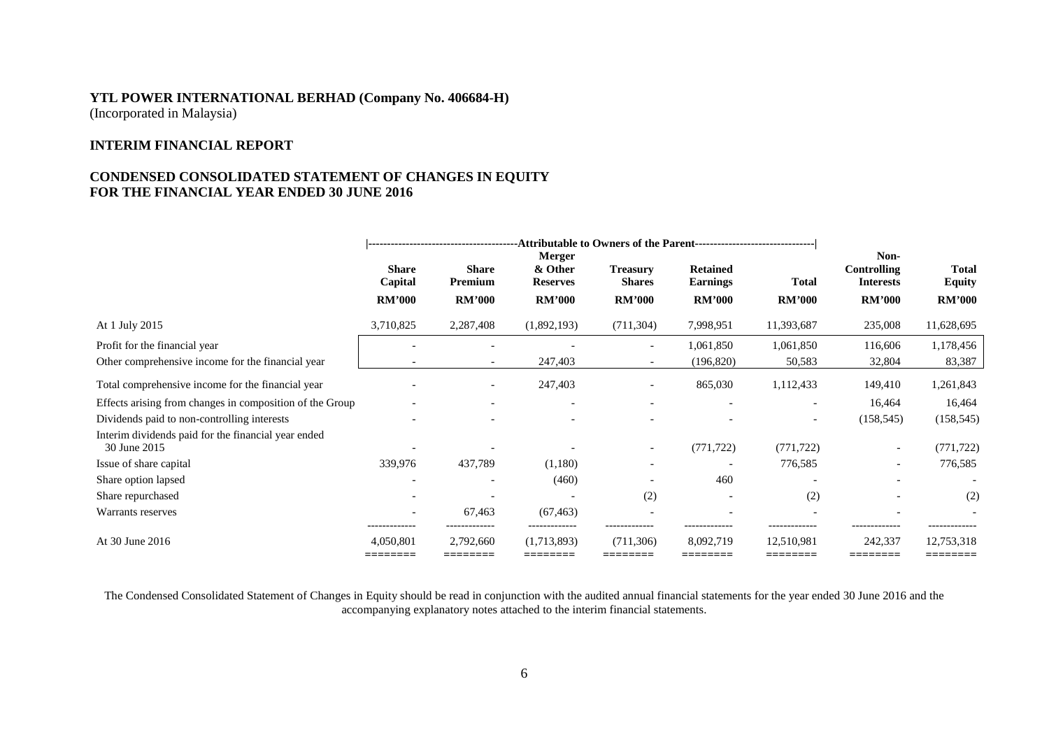**YTL POWER INTERNATIONAL BERHAD (Company No. 406684-H)**
(Incorporated in Malaysia)

**INTERIM FINANCIAL REPORT**

**CONDENSED CONSOLIDATED STATEMENT OF CHANGES IN EQUITY**
**FOR THE FINANCIAL YEAR ENDED 30 JUNE 2016**

| | Attributable to Owners of the Parent | | | | | | | |
|---|---|---|---|---|---|---|---|---|
| | Share Capital | Share Premium | Merger & Other Reserves | Treasury Shares | Retained Earnings | Total | Non-Controlling Interests | Total Equity |
| | RM'000 | RM'000 | RM'000 | RM'000 | RM'000 | RM'000 | RM'000 | RM'000 |
| At 1 July 2015 | 3,710,825 | 2,287,408 | (1,892,193) | (711,304) | 7,998,951 | 11,393,687 | 235,008 | 11,628,695 |
| Profit for the financial year | - | - | - | - | 1,061,850 | 1,061,850 | 116,606 | 1,178,456 |
| Other comprehensive income for the financial year | - | - | 247,403 | - | (196,820) | 50,583 | 32,804 | 83,387 |
| Total comprehensive income for the financial year | - | - | 247,403 | - | 865,030 | 1,112,433 | 149,410 | 1,261,843 |
| Effects arising from changes in composition of the Group | - | - | - | - | - | - | 16,464 | 16,464 |
| Dividends paid to non-controlling interests | - | - | - | - | - | - | (158,545) | (158,545) |
| Interim dividends paid for the financial year ended 30 June 2015 | - | - | - | - | (771,722) | (771,722) | - | (771,722) |
| Issue of share capital | 339,976 | 437,789 | (1,180) | - | - | 776,585 | - | 776,585 |
| Share option lapsed | - | - | (460) | - | 460 | - | - | - |
| Share repurchased | - | - | - | (2) | - | (2) | - | (2) |
| Warrants reserves | - | 67,463 | (67,463) | - | - | - | - | - |
| At 30 June 2016 | 4,050,801 | 2,792,660 | (1,713,893) | (711,306) | 8,092,719 | 12,510,981 | 242,337 | 12,753,318 |

The Condensed Consolidated Statement of Changes in Equity should be read in conjunction with the audited annual financial statements for the year ended 30 June 2016 and the accompanying explanatory notes attached to the interim financial statements.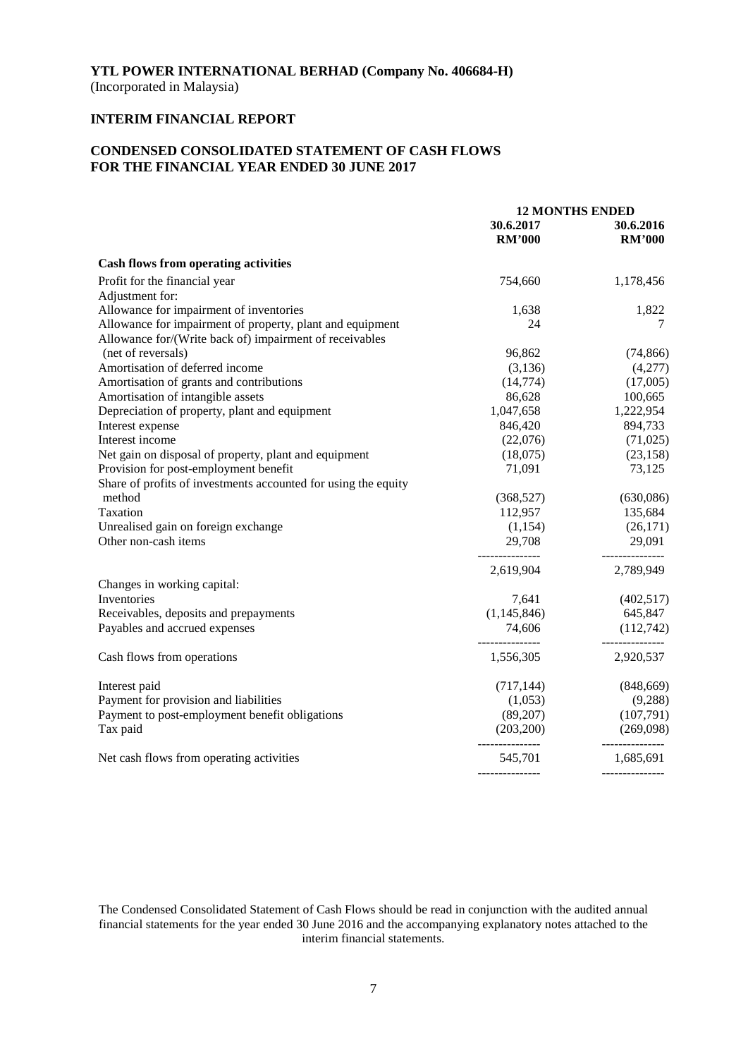**YTL POWER INTERNATIONAL BERHAD (Company No. 406684-H)**
(Incorporated in Malaysia)

**INTERIM FINANCIAL REPORT**

**CONDENSED CONSOLIDATED STATEMENT OF CASH FLOWS**
**FOR THE FINANCIAL YEAR ENDED 30 JUNE 2017**

| | 12 MONTHS ENDED | |
|---|---|---|
| | 30.6.2017 RM'000 | 30.6.2016 RM'000 |
| **Cash flows from operating activities** | | |
| Profit for the financial year | 754,660 | 1,178,456 |
| Adjustment for: | | |
| Allowance for impairment of inventories | 1,638 | 1,822 |
| Allowance for impairment of property, plant and equipment | 24 | 7 |
| Allowance for/(Write back of) impairment of receivables (net of reversals) | 96,862 | (74,866) |
| Amortisation of deferred income | (3,136) | (4,277) |
| Amortisation of grants and contributions | (14,774) | (17,005) |
| Amortisation of intangible assets | 86,628 | 100,665 |
| Depreciation of property, plant and equipment | 1,047,658 | 1,222,954 |
| Interest expense | 846,420 | 894,733 |
| Interest income | (22,076) | (71,025) |
| Net gain on disposal of property, plant and equipment | (18,075) | (23,158) |
| Provision for post-employment benefit | 71,091 | 73,125 |
| Share of profits of investments accounted for using the equity method | (368,527) | (630,086) |
| Taxation | 112,957 | 135,684 |
| Unrealised gain on foreign exchange | (1,154) | (26,171) |
| Other non-cash items | 29,708 | 29,091 |
| | 2,619,904 | 2,789,949 |
| Changes in working capital: | | |
| Inventories | 7,641 | (402,517) |
| Receivables, deposits and prepayments | (1,145,846) | 645,847 |
| Payables and accrued expenses | 74,606 | (112,742) |
| Cash flows from operations | 1,556,305 | 2,920,537 |
| Interest paid | (717,144) | (848,669) |
| Payment for provision and liabilities | (1,053) | (9,288) |
| Payment to post-employment benefit obligations | (89,207) | (107,791) |
| Tax paid | (203,200) | (269,098) |
| Net cash flows from operating activities | 545,701 | 1,685,691 |

The Condensed Consolidated Statement of Cash Flows should be read in conjunction with the audited annual financial statements for the year ended 30 June 2016 and the accompanying explanatory notes attached to the interim financial statements.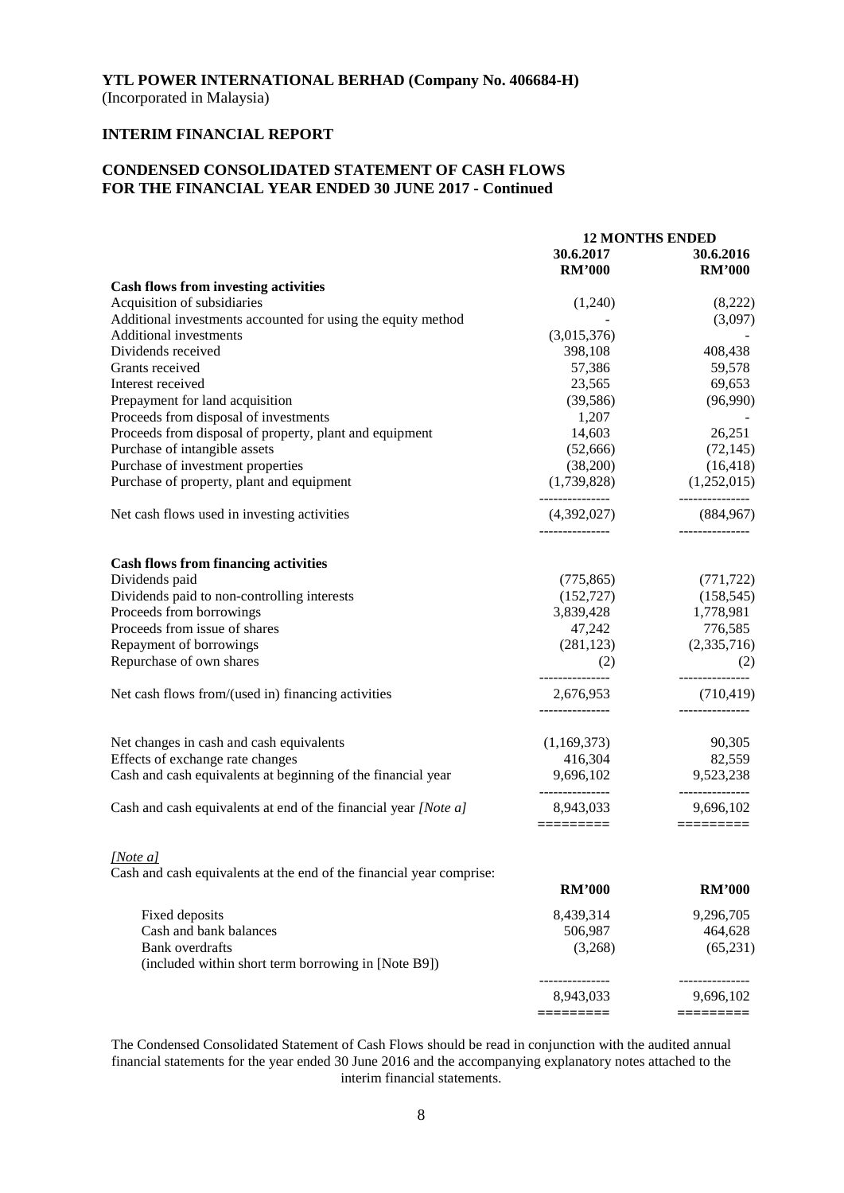**YTL POWER INTERNATIONAL BERHAD (Company No. 406684-H)**
(Incorporated in Malaysia)

**INTERIM FINANCIAL REPORT**

**CONDENSED CONSOLIDATED STATEMENT OF CASH FLOWS**
**FOR THE FINANCIAL YEAR ENDED 30 JUNE 2017 - Continued**

| | 12 MONTHS ENDED | |
|---|---|---|
| | 30.6.2017 | 30.6.2016 |
| | RM'000 | RM'000 |
| **Cash flows from investing activities** | | |
| Acquisition of subsidiaries | (1,240) | (8,222) |
| Additional investments accounted for using the equity method | - | (3,097) |
| Additional investments | (3,015,376) | - |
| Dividends received | 398,108 | 408,438 |
| Grants received | 57,386 | 59,578 |
| Interest received | 23,565 | 69,653 |
| Prepayment for land acquisition | (39,586) | (96,990) |
| Proceeds from disposal of investments | 1,207 | - |
| Proceeds from disposal of property, plant and equipment | 14,603 | 26,251 |
| Purchase of intangible assets | (52,666) | (72,145) |
| Purchase of investment properties | (38,200) | (16,418) |
| Purchase of property, plant and equipment | (1,739,828) | (1,252,015) |
| Net cash flows used in investing activities | (4,392,027) | (884,967) |
| **Cash flows from financing activities** | | |
| Dividends paid | (775,865) | (771,722) |
| Dividends paid to non-controlling interests | (152,727) | (158,545) |
| Proceeds from borrowings | 3,839,428 | 1,778,981 |
| Proceeds from issue of shares | 47,242 | 776,585 |
| Repayment of borrowings | (281,123) | (2,335,716) |
| Repurchase of own shares | (2) | (2) |
| Net cash flows from/(used in) financing activities | 2,676,953 | (710,419) |
| Net changes in cash and cash equivalents | (1,169,373) | 90,305 |
| Effects of exchange rate changes | 416,304 | 82,559 |
| Cash and cash equivalents at beginning of the financial year | 9,696,102 | 9,523,238 |
| Cash and cash equivalents at end of the financial year *[Note a]* | 8,943,033 | 9,696,102 |

*[Note a]*
Cash and cash equivalents at the end of the financial year comprise:

| | RM'000 | RM'000 |
|---|---|---|
| Fixed deposits | 8,439,314 | 9,296,705 |
| Cash and bank balances | 506,987 | 464,628 |
| Bank overdrafts (included within short term borrowing in [Note B9]) | (3,268) | (65,231) |
| | 8,943,033 | 9,696,102 |

The Condensed Consolidated Statement of Cash Flows should be read in conjunction with the audited annual financial statements for the year ended 30 June 2016 and the accompanying explanatory notes attached to the interim financial statements.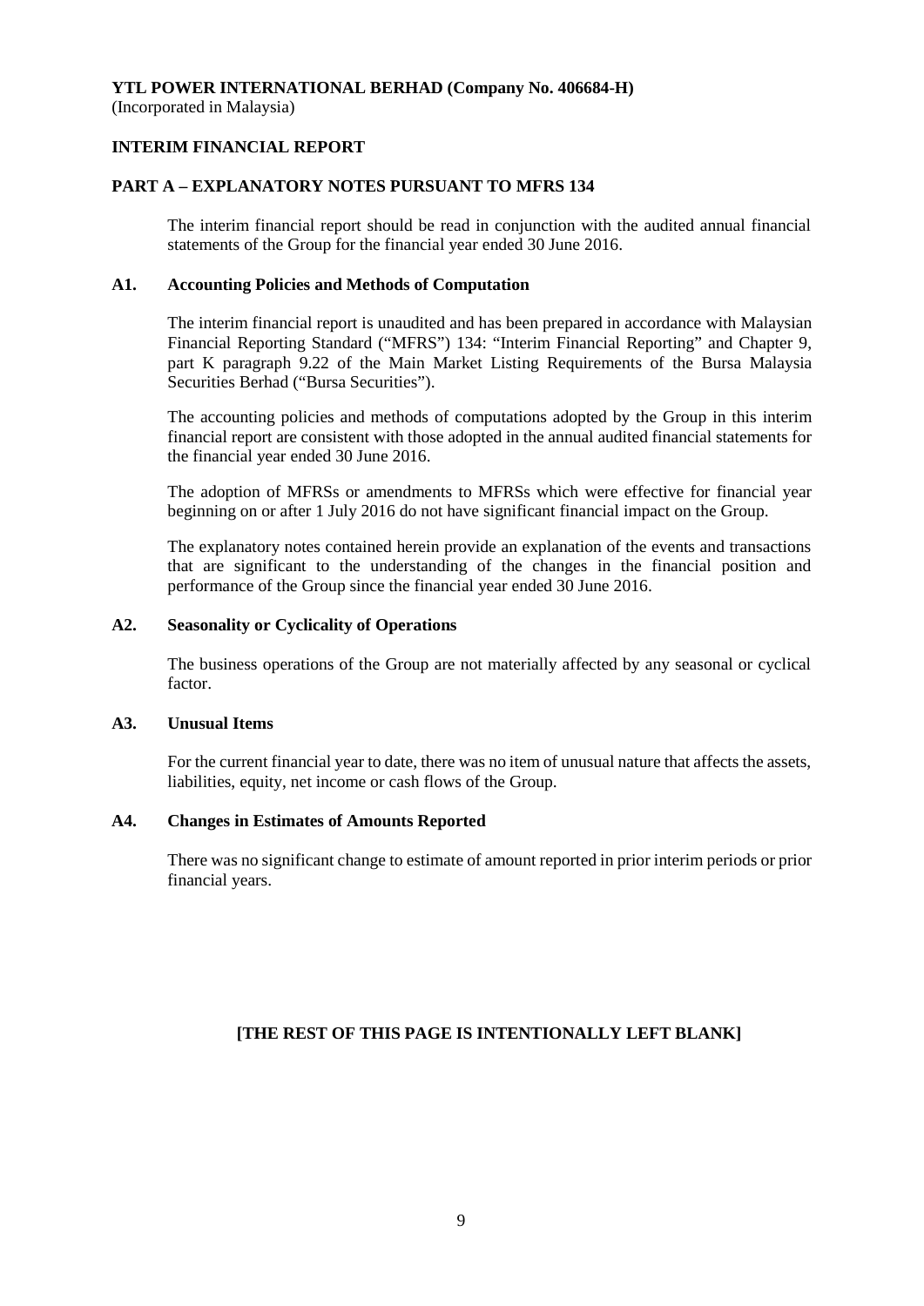**YTL POWER INTERNATIONAL BERHAD (Company No. 406684-H)**
(Incorporated in Malaysia)

**INTERIM FINANCIAL REPORT**

## PART A – EXPLANATORY NOTES PURSUANT TO MFRS 134

The interim financial report should be read in conjunction with the audited annual financial statements of the Group for the financial year ended 30 June 2016.

### A1. Accounting Policies and Methods of Computation

The interim financial report is unaudited and has been prepared in accordance with Malaysian Financial Reporting Standard ("MFRS") 134: "Interim Financial Reporting" and Chapter 9, part K paragraph 9.22 of the Main Market Listing Requirements of the Bursa Malaysia Securities Berhad ("Bursa Securities").

The accounting policies and methods of computations adopted by the Group in this interim financial report are consistent with those adopted in the annual audited financial statements for the financial year ended 30 June 2016.

The adoption of MFRSs or amendments to MFRSs which were effective for financial year beginning on or after 1 July 2016 do not have significant financial impact on the Group.

The explanatory notes contained herein provide an explanation of the events and transactions that are significant to the understanding of the changes in the financial position and performance of the Group since the financial year ended 30 June 2016.

### A2. Seasonality or Cyclicality of Operations

The business operations of the Group are not materially affected by any seasonal or cyclical factor.

### A3. Unusual Items

For the current financial year to date, there was no item of unusual nature that affects the assets, liabilities, equity, net income or cash flows of the Group.

### A4. Changes in Estimates of Amounts Reported

There was no significant change to estimate of amount reported in prior interim periods or prior financial years.

**[THE REST OF THIS PAGE IS INTENTIONALLY LEFT BLANK]**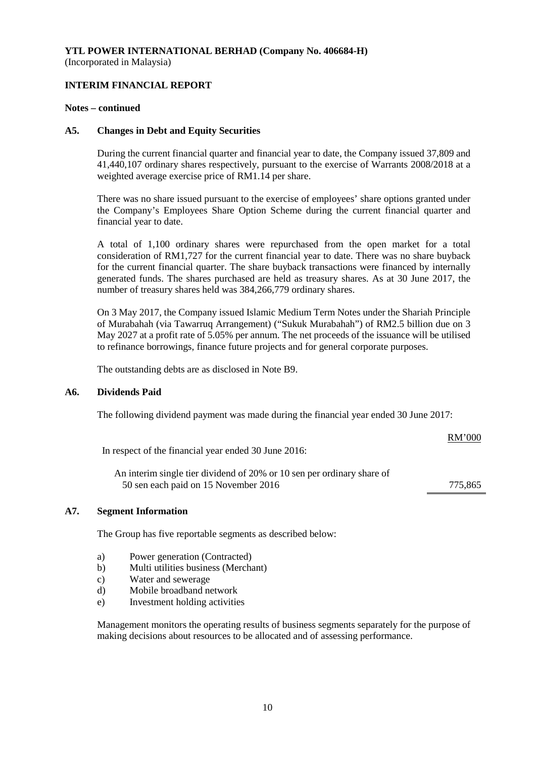**YTL POWER INTERNATIONAL BERHAD (Company No. 406684-H)**
(Incorporated in Malaysia)

**INTERIM FINANCIAL REPORT**

**Notes – continued**

### A5. Changes in Debt and Equity Securities

During the current financial quarter and financial year to date, the Company issued 37,809 and 41,440,107 ordinary shares respectively, pursuant to the exercise of Warrants 2008/2018 at a weighted average exercise price of RM1.14 per share.

There was no share issued pursuant to the exercise of employees' share options granted under the Company's Employees Share Option Scheme during the current financial quarter and financial year to date.

A total of 1,100 ordinary shares were repurchased from the open market for a total consideration of RM1,727 for the current financial year to date. There was no share buyback for the current financial quarter. The share buyback transactions were financed by internally generated funds. The shares purchased are held as treasury shares. As at 30 June 2017, the number of treasury shares held was 384,266,779 ordinary shares.

On 3 May 2017, the Company issued Islamic Medium Term Notes under the Shariah Principle of Murabahah (via Tawarruq Arrangement) ("Sukuk Murabahah") of RM2.5 billion due on 3 May 2027 at a profit rate of 5.05% per annum. The net proceeds of the issuance will be utilised to refinance borrowings, finance future projects and for general corporate purposes.

The outstanding debts are as disclosed in Note B9.

### A6. Dividends Paid

The following dividend payment was made during the financial year ended 30 June 2017:

| | RM'000 |
|---|---|
| In respect of the financial year ended 30 June 2016: | |
| An interim single tier dividend of 20% or 10 sen per ordinary share of 50 sen each paid on 15 November 2016 | 775,865 |

### A7. Segment Information

The Group has five reportable segments as described below:

a) Power generation (Contracted)
b) Multi utilities business (Merchant)
c) Water and sewerage
d) Mobile broadband network
e) Investment holding activities

Management monitors the operating results of business segments separately for the purpose of making decisions about resources to be allocated and of assessing performance.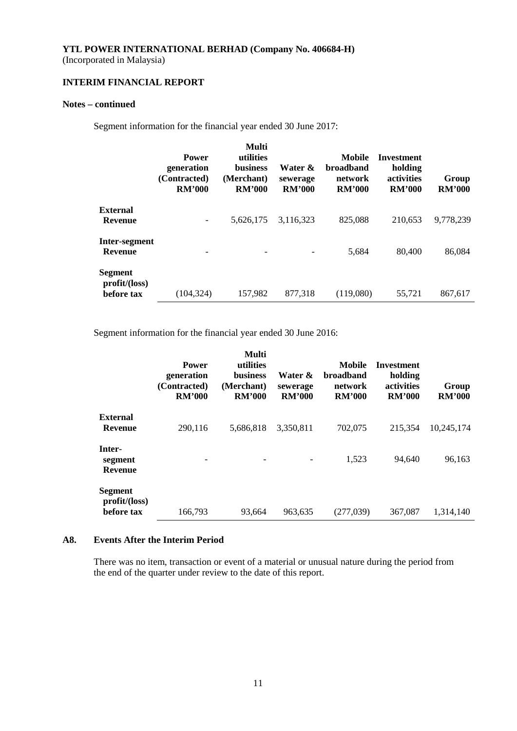**YTL POWER INTERNATIONAL BERHAD (Company No. 406684-H)**
(Incorporated in Malaysia)

**INTERIM FINANCIAL REPORT**

**Notes – continued**

Segment information for the financial year ended 30 June 2017:

| | Power generation (Contracted) RM'000 | Multi utilities business (Merchant) RM'000 | Water & sewerage RM'000 | Mobile broadband network RM'000 | Investment holding activities RM'000 | Group RM'000 |
|---|---|---|---|---|---|---|
| **External Revenue** | - | 5,626,175 | 3,116,323 | 825,088 | 210,653 | 9,778,239 |
| **Inter-segment Revenue** | - | - | - | 5,684 | 80,400 | 86,084 |
| **Segment profit/(loss) before tax** | (104,324) | 157,982 | 877,318 | (119,080) | 55,721 | 867,617 |

Segment information for the financial year ended 30 June 2016:

| | Power generation (Contracted) RM'000 | Multi utilities business (Merchant) RM'000 | Water & sewerage RM'000 | Mobile broadband network RM'000 | Investment holding activities RM'000 | Group RM'000 |
|---|---|---|---|---|---|---|
| **External Revenue** | 290,116 | 5,686,818 | 3,350,811 | 702,075 | 215,354 | 10,245,174 |
| **Inter-segment Revenue** | - | - | - | 1,523 | 94,640 | 96,163 |
| **Segment profit/(loss) before tax** | 166,793 | 93,664 | 963,635 | (277,039) | 367,087 | 1,314,140 |

**A8. Events After the Interim Period**

There was no item, transaction or event of a material or unusual nature during the period from the end of the quarter under review to the date of this report.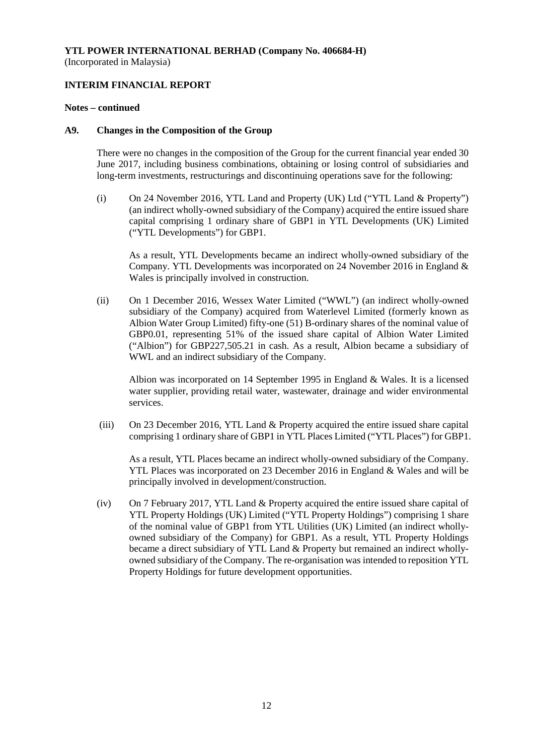**YTL POWER INTERNATIONAL BERHAD (Company No. 406684-H)**
(Incorporated in Malaysia)

**INTERIM FINANCIAL REPORT**

**Notes – continued**

**A9. Changes in the Composition of the Group**

There were no changes in the composition of the Group for the current financial year ended 30 June 2017, including business combinations, obtaining or losing control of subsidiaries and long-term investments, restructurings and discontinuing operations save for the following:

(i) On 24 November 2016, YTL Land and Property (UK) Ltd ("YTL Land & Property") (an indirect wholly-owned subsidiary of the Company) acquired the entire issued share capital comprising 1 ordinary share of GBP1 in YTL Developments (UK) Limited ("YTL Developments") for GBP1.

As a result, YTL Developments became an indirect wholly-owned subsidiary of the Company. YTL Developments was incorporated on 24 November 2016 in England & Wales is principally involved in construction.

(ii) On 1 December 2016, Wessex Water Limited ("WWL") (an indirect wholly-owned subsidiary of the Company) acquired from Waterlevel Limited (formerly known as Albion Water Group Limited) fifty-one (51) B-ordinary shares of the nominal value of GBP0.01, representing 51% of the issued share capital of Albion Water Limited ("Albion") for GBP227,505.21 in cash. As a result, Albion became a subsidiary of WWL and an indirect subsidiary of the Company.

Albion was incorporated on 14 September 1995 in England & Wales. It is a licensed water supplier, providing retail water, wastewater, drainage and wider environmental services.

(iii) On 23 December 2016, YTL Land & Property acquired the entire issued share capital comprising 1 ordinary share of GBP1 in YTL Places Limited ("YTL Places") for GBP1.

As a result, YTL Places became an indirect wholly-owned subsidiary of the Company. YTL Places was incorporated on 23 December 2016 in England & Wales and will be principally involved in development/construction.

(iv) On 7 February 2017, YTL Land & Property acquired the entire issued share capital of YTL Property Holdings (UK) Limited ("YTL Property Holdings") comprising 1 share of the nominal value of GBP1 from YTL Utilities (UK) Limited (an indirect wholly-owned subsidiary of the Company) for GBP1. As a result, YTL Property Holdings became a direct subsidiary of YTL Land & Property but remained an indirect wholly-owned subsidiary of the Company. The re-organisation was intended to reposition YTL Property Holdings for future development opportunities.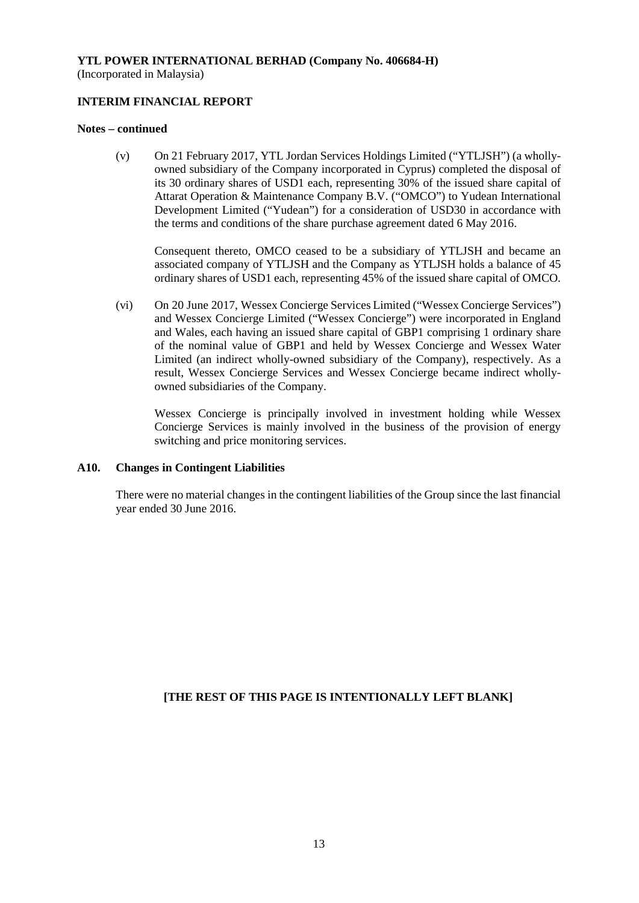**YTL POWER INTERNATIONAL BERHAD (Company No. 406684-H)**
(Incorporated in Malaysia)

**INTERIM FINANCIAL REPORT**

**Notes – continued**

(v) On 21 February 2017, YTL Jordan Services Holdings Limited ("YTLJSH") (a wholly-owned subsidiary of the Company incorporated in Cyprus) completed the disposal of its 30 ordinary shares of USD1 each, representing 30% of the issued share capital of Attarat Operation & Maintenance Company B.V. ("OMCO") to Yudean International Development Limited ("Yudean") for a consideration of USD30 in accordance with the terms and conditions of the share purchase agreement dated 6 May 2016.

Consequent thereto, OMCO ceased to be a subsidiary of YTLJSH and became an associated company of YTLJSH and the Company as YTLJSH holds a balance of 45 ordinary shares of USD1 each, representing 45% of the issued share capital of OMCO.

(vi) On 20 June 2017, Wessex Concierge Services Limited ("Wessex Concierge Services") and Wessex Concierge Limited ("Wessex Concierge") were incorporated in England and Wales, each having an issued share capital of GBP1 comprising 1 ordinary share of the nominal value of GBP1 and held by Wessex Concierge and Wessex Water Limited (an indirect wholly-owned subsidiary of the Company), respectively. As a result, Wessex Concierge Services and Wessex Concierge became indirect wholly-owned subsidiaries of the Company.

Wessex Concierge is principally involved in investment holding while Wessex Concierge Services is mainly involved in the business of the provision of energy switching and price monitoring services.

**A10. Changes in Contingent Liabilities**

There were no material changes in the contingent liabilities of the Group since the last financial year ended 30 June 2016.

**[THE REST OF THIS PAGE IS INTENTIONALLY LEFT BLANK]**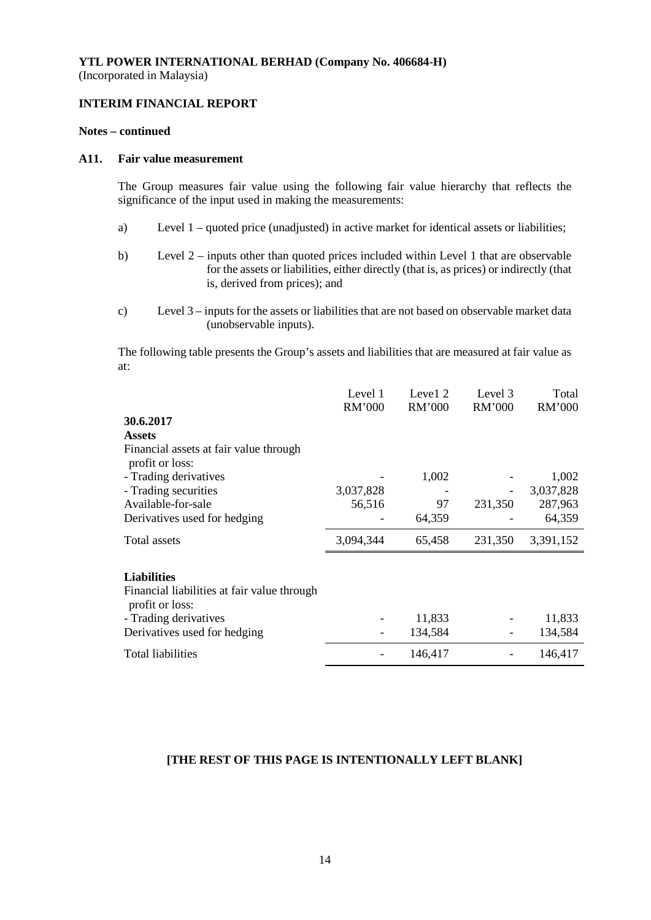**YTL POWER INTERNATIONAL BERHAD (Company No. 406684-H)**
(Incorporated in Malaysia)

**INTERIM FINANCIAL REPORT**

**Notes – continued**

**A11. Fair value measurement**

The Group measures fair value using the following fair value hierarchy that reflects the significance of the input used in making the measurements:

a) Level 1 – quoted price (unadjusted) in active market for identical assets or liabilities;

b) Level 2 – inputs other than quoted prices included within Level 1 that are observable for the assets or liabilities, either directly (that is, as prices) or indirectly (that is, derived from prices); and

c) Level 3 – inputs for the assets or liabilities that are not based on observable market data (unobservable inputs).

The following table presents the Group's assets and liabilities that are measured at fair value as at:

| | Level 1 RM'000 | Leve1 2 RM'000 | Level 3 RM'000 | Total RM'000 |
|---|---|---|---|---|
| **30.6.2017** | | | | |
| **Assets** | | | | |
| Financial assets at fair value through profit or loss: | | | | |
| - Trading derivatives | - | 1,002 | - | 1,002 |
| - Trading securities | 3,037,828 | - | - | 3,037,828 |
| Available-for-sale | 56,516 | 97 | 231,350 | 287,963 |
| Derivatives used for hedging | - | 64,359 | - | 64,359 |
| Total assets | 3,094,344 | 65,458 | 231,350 | 3,391,152 |
| | | | | |
| **Liabilities** | | | | |
| Financial liabilities at fair value through profit or loss: | | | | |
| - Trading derivatives | - | 11,833 | - | 11,833 |
| Derivatives used for hedging | - | 134,584 | - | 134,584 |
| Total liabilities | - | 146,417 | - | 146,417 |

**[THE REST OF THIS PAGE IS INTENTIONALLY LEFT BLANK]**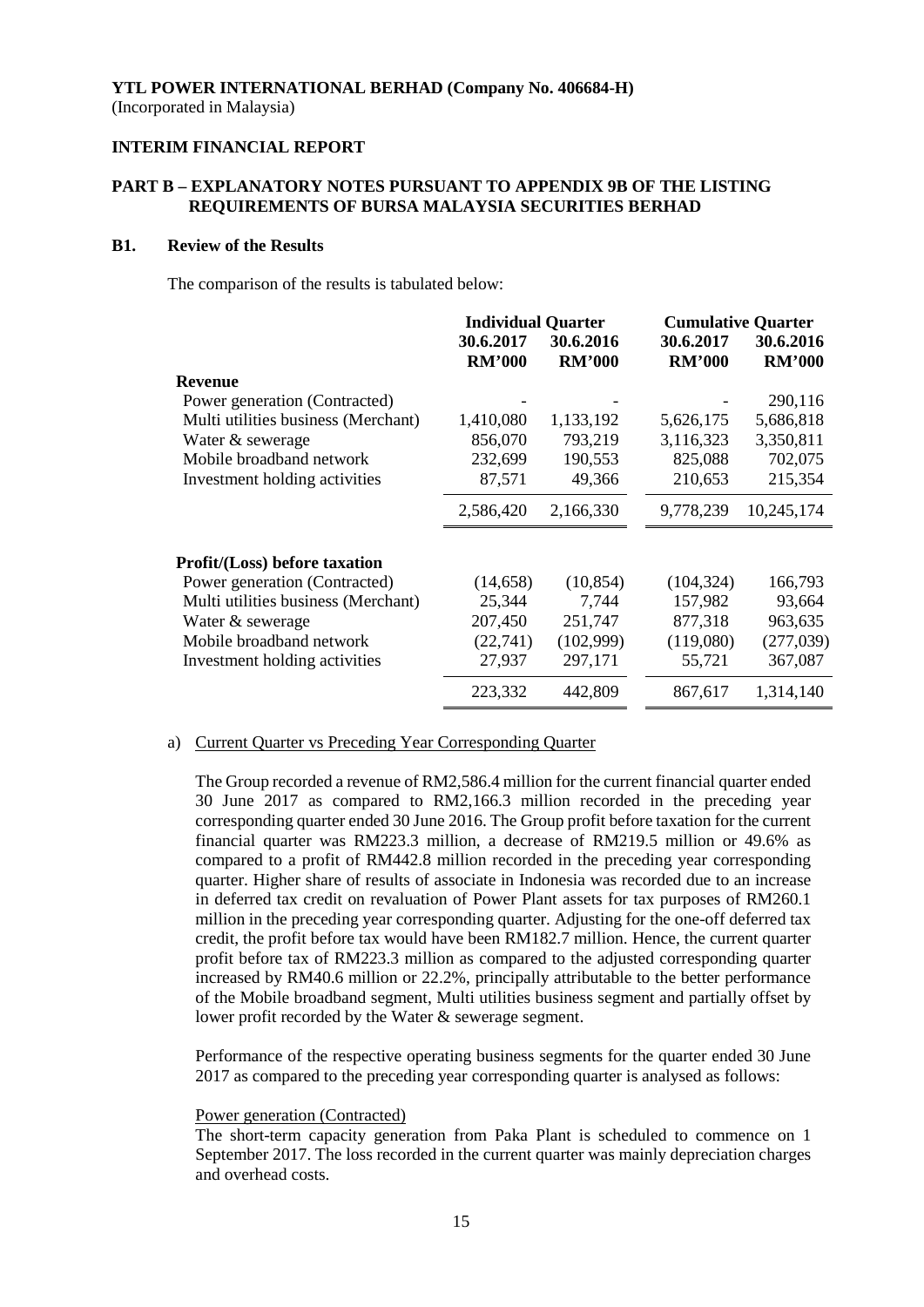**YTL POWER INTERNATIONAL BERHAD (Company No. 406684-H)**
(Incorporated in Malaysia)

**INTERIM FINANCIAL REPORT**

## PART B – EXPLANATORY NOTES PURSUANT TO APPENDIX 9B OF THE LISTING REQUIREMENTS OF BURSA MALAYSIA SECURITIES BERHAD

### B1. Review of the Results

The comparison of the results is tabulated below:

| | Individual Quarter | | Cumulative Quarter | |
|---|---|---|---|---|
| | 30.6.2017 RM'000 | 30.6.2016 RM'000 | 30.6.2017 RM'000 | 30.6.2016 RM'000 |
| **Revenue** | | | | |
| Power generation (Contracted) | - | - | - | 290,116 |
| Multi utilities business (Merchant) | 1,410,080 | 1,133,192 | 5,626,175 | 5,686,818 |
| Water & sewerage | 856,070 | 793,219 | 3,116,323 | 3,350,811 |
| Mobile broadband network | 232,699 | 190,553 | 825,088 | 702,075 |
| Investment holding activities | 87,571 | 49,366 | 210,653 | 215,354 |
| | 2,586,420 | 2,166,330 | 9,778,239 | 10,245,174 |
| **Profit/(Loss) before taxation** | | | | |
| Power generation (Contracted) | (14,658) | (10,854) | (104,324) | 166,793 |
| Multi utilities business (Merchant) | 25,344 | 7,744 | 157,982 | 93,664 |
| Water & sewerage | 207,450 | 251,747 | 877,318 | 963,635 |
| Mobile broadband network | (22,741) | (102,999) | (119,080) | (277,039) |
| Investment holding activities | 27,937 | 297,171 | 55,721 | 367,087 |
| | 223,332 | 442,809 | 867,617 | 1,314,140 |

a) Current Quarter vs Preceding Year Corresponding Quarter

The Group recorded a revenue of RM2,586.4 million for the current financial quarter ended 30 June 2017 as compared to RM2,166.3 million recorded in the preceding year corresponding quarter ended 30 June 2016. The Group profit before taxation for the current financial quarter was RM223.3 million, a decrease of RM219.5 million or 49.6% as compared to a profit of RM442.8 million recorded in the preceding year corresponding quarter. Higher share of results of associate in Indonesia was recorded due to an increase in deferred tax credit on revaluation of Power Plant assets for tax purposes of RM260.1 million in the preceding year corresponding quarter. Adjusting for the one-off deferred tax credit, the profit before tax would have been RM182.7 million. Hence, the current quarter profit before tax of RM223.3 million as compared to the adjusted corresponding quarter increased by RM40.6 million or 22.2%, principally attributable to the better performance of the Mobile broadband segment, Multi utilities business segment and partially offset by lower profit recorded by the Water & sewerage segment.

Performance of the respective operating business segments for the quarter ended 30 June 2017 as compared to the preceding year corresponding quarter is analysed as follows:

Power generation (Contracted)
The short-term capacity generation from Paka Plant is scheduled to commence on 1 September 2017. The loss recorded in the current quarter was mainly depreciation charges and overhead costs.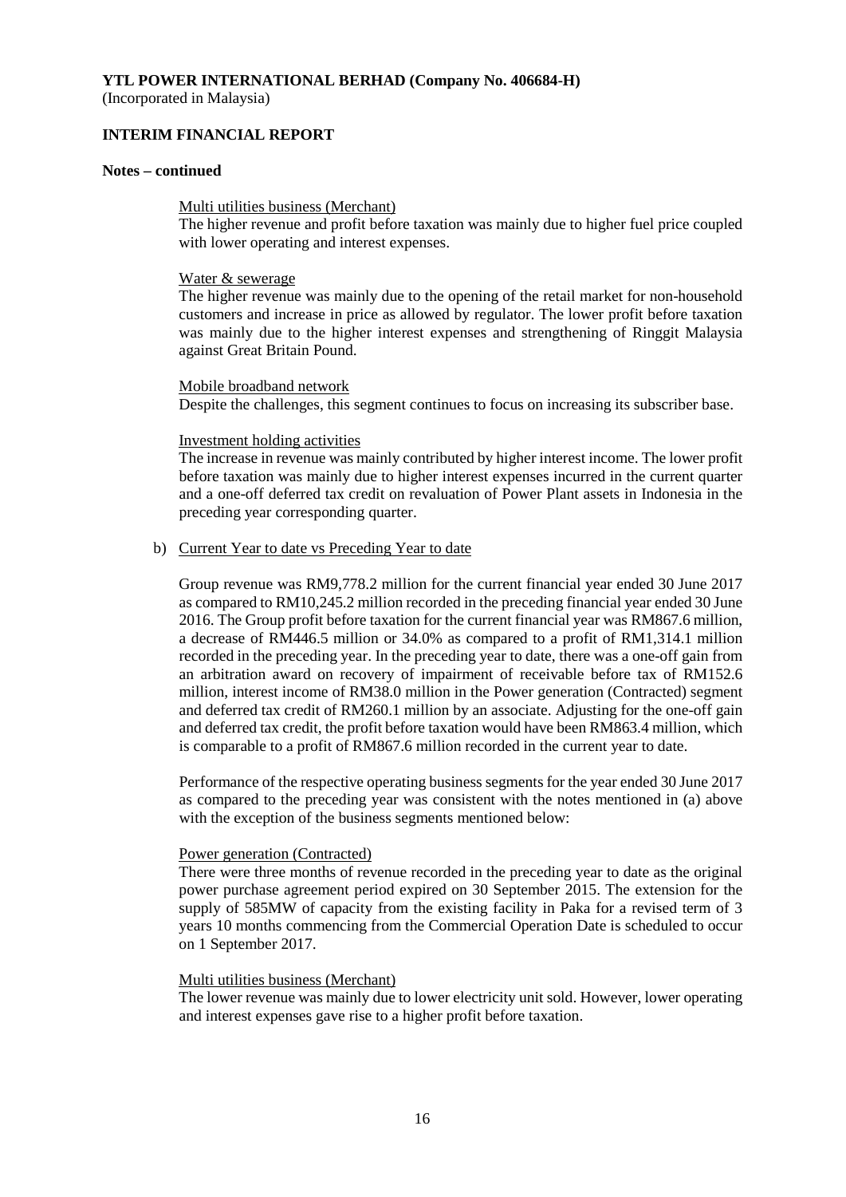**YTL POWER INTERNATIONAL BERHAD (Company No. 406684-H)**
(Incorporated in Malaysia)

**INTERIM FINANCIAL REPORT**

**Notes – continued**

Multi utilities business (Merchant)
The higher revenue and profit before taxation was mainly due to higher fuel price coupled with lower operating and interest expenses.

Water & sewerage
The higher revenue was mainly due to the opening of the retail market for non-household customers and increase in price as allowed by regulator. The lower profit before taxation was mainly due to the higher interest expenses and strengthening of Ringgit Malaysia against Great Britain Pound.

Mobile broadband network
Despite the challenges, this segment continues to focus on increasing its subscriber base.

Investment holding activities
The increase in revenue was mainly contributed by higher interest income. The lower profit before taxation was mainly due to higher interest expenses incurred in the current quarter and a one-off deferred tax credit on revaluation of Power Plant assets in Indonesia in the preceding year corresponding quarter.

b) Current Year to date vs Preceding Year to date

Group revenue was RM9,778.2 million for the current financial year ended 30 June 2017 as compared to RM10,245.2 million recorded in the preceding financial year ended 30 June 2016. The Group profit before taxation for the current financial year was RM867.6 million, a decrease of RM446.5 million or 34.0% as compared to a profit of RM1,314.1 million recorded in the preceding year. In the preceding year to date, there was a one-off gain from an arbitration award on recovery of impairment of receivable before tax of RM152.6 million, interest income of RM38.0 million in the Power generation (Contracted) segment and deferred tax credit of RM260.1 million by an associate. Adjusting for the one-off gain and deferred tax credit, the profit before taxation would have been RM863.4 million, which is comparable to a profit of RM867.6 million recorded in the current year to date.

Performance of the respective operating business segments for the year ended 30 June 2017 as compared to the preceding year was consistent with the notes mentioned in (a) above with the exception of the business segments mentioned below:

Power generation (Contracted)
There were three months of revenue recorded in the preceding year to date as the original power purchase agreement period expired on 30 September 2015. The extension for the supply of 585MW of capacity from the existing facility in Paka for a revised term of 3 years 10 months commencing from the Commercial Operation Date is scheduled to occur on 1 September 2017.

Multi utilities business (Merchant)
The lower revenue was mainly due to lower electricity unit sold. However, lower operating and interest expenses gave rise to a higher profit before taxation.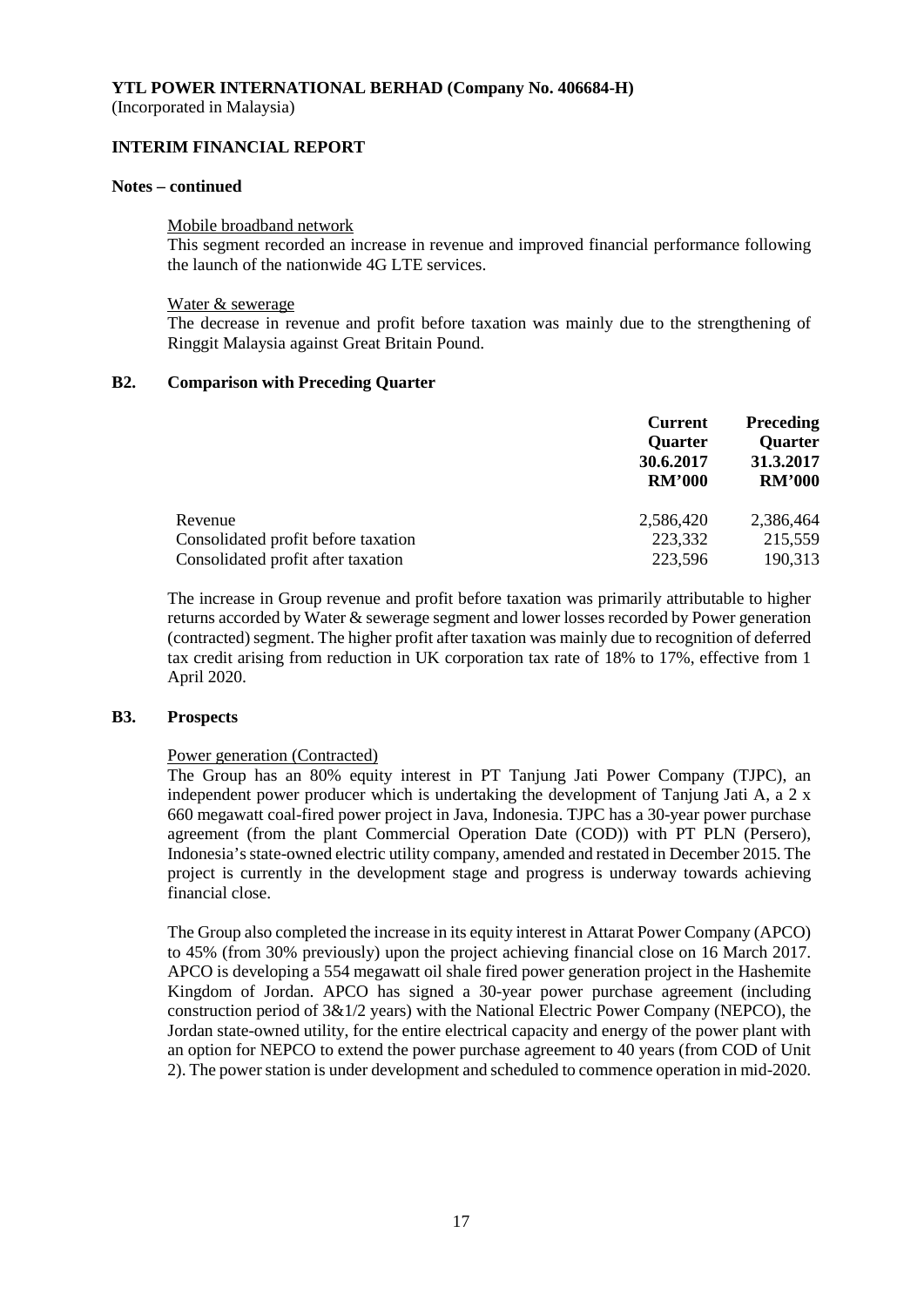**YTL POWER INTERNATIONAL BERHAD (Company No. 406684-H)**
(Incorporated in Malaysia)

**INTERIM FINANCIAL REPORT**

**Notes – continued**

Mobile broadband network

This segment recorded an increase in revenue and improved financial performance following the launch of the nationwide 4G LTE services.

Water & sewerage

The decrease in revenue and profit before taxation was mainly due to the strengthening of Ringgit Malaysia against Great Britain Pound.

## B2. Comparison with Preceding Quarter

| | Current Quarter 30.6.2017 RM'000 | Preceding Quarter 31.3.2017 RM'000 |
|---|---|---|
| Revenue | 2,586,420 | 2,386,464 |
| Consolidated profit before taxation | 223,332 | 215,559 |
| Consolidated profit after taxation | 223,596 | 190,313 |

The increase in Group revenue and profit before taxation was primarily attributable to higher returns accorded by Water & sewerage segment and lower losses recorded by Power generation (contracted) segment. The higher profit after taxation was mainly due to recognition of deferred tax credit arising from reduction in UK corporation tax rate of 18% to 17%, effective from 1 April 2020.

## B3. Prospects

Power generation (Contracted)

The Group has an 80% equity interest in PT Tanjung Jati Power Company (TJPC), an independent power producer which is undertaking the development of Tanjung Jati A, a 2 x 660 megawatt coal-fired power project in Java, Indonesia. TJPC has a 30-year power purchase agreement (from the plant Commercial Operation Date (COD)) with PT PLN (Persero), Indonesia's state-owned electric utility company, amended and restated in December 2015. The project is currently in the development stage and progress is underway towards achieving financial close.

The Group also completed the increase in its equity interest in Attarat Power Company (APCO) to 45% (from 30% previously) upon the project achieving financial close on 16 March 2017. APCO is developing a 554 megawatt oil shale fired power generation project in the Hashemite Kingdom of Jordan. APCO has signed a 30-year power purchase agreement (including construction period of 3&1/2 years) with the National Electric Power Company (NEPCO), the Jordan state-owned utility, for the entire electrical capacity and energy of the power plant with an option for NEPCO to extend the power purchase agreement to 40 years (from COD of Unit 2). The power station is under development and scheduled to commence operation in mid-2020.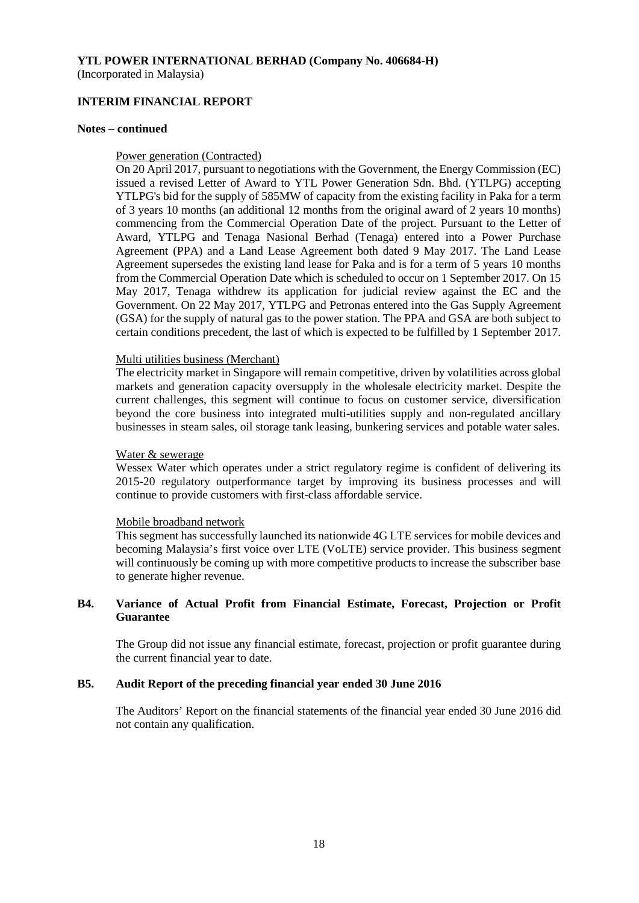**YTL POWER INTERNATIONAL BERHAD (Company No. 406684-H)**
(Incorporated in Malaysia)

**INTERIM FINANCIAL REPORT**

**Notes – continued**

Power generation (Contracted)

On 20 April 2017, pursuant to negotiations with the Government, the Energy Commission (EC) issued a revised Letter of Award to YTL Power Generation Sdn. Bhd. (YTLPG) accepting YTLPG's bid for the supply of 585MW of capacity from the existing facility in Paka for a term of 3 years 10 months (an additional 12 months from the original award of 2 years 10 months) commencing from the Commercial Operation Date of the project. Pursuant to the Letter of Award, YTLPG and Tenaga Nasional Berhad (Tenaga) entered into a Power Purchase Agreement (PPA) and a Land Lease Agreement both dated 9 May 2017. The Land Lease Agreement supersedes the existing land lease for Paka and is for a term of 5 years 10 months from the Commercial Operation Date which is scheduled to occur on 1 September 2017. On 15 May 2017, Tenaga withdrew its application for judicial review against the EC and the Government. On 22 May 2017, YTLPG and Petronas entered into the Gas Supply Agreement (GSA) for the supply of natural gas to the power station. The PPA and GSA are both subject to certain conditions precedent, the last of which is expected to be fulfilled by 1 September 2017.

Multi utilities business (Merchant)

The electricity market in Singapore will remain competitive, driven by volatilities across global markets and generation capacity oversupply in the wholesale electricity market. Despite the current challenges, this segment will continue to focus on customer service, diversification beyond the core business into integrated multi-utilities supply and non-regulated ancillary businesses in steam sales, oil storage tank leasing, bunkering services and potable water sales.

Water & sewerage

Wessex Water which operates under a strict regulatory regime is confident of delivering its 2015-20 regulatory outperformance target by improving its business processes and will continue to provide customers with first-class affordable service.

Mobile broadband network

This segment has successfully launched its nationwide 4G LTE services for mobile devices and becoming Malaysia's first voice over LTE (VoLTE) service provider. This business segment will continuously be coming up with more competitive products to increase the subscriber base to generate higher revenue.

## B4. Variance of Actual Profit from Financial Estimate, Forecast, Projection or Profit Guarantee

The Group did not issue any financial estimate, forecast, projection or profit guarantee during the current financial year to date.

## B5. Audit Report of the preceding financial year ended 30 June 2016

The Auditors' Report on the financial statements of the financial year ended 30 June 2016 did not contain any qualification.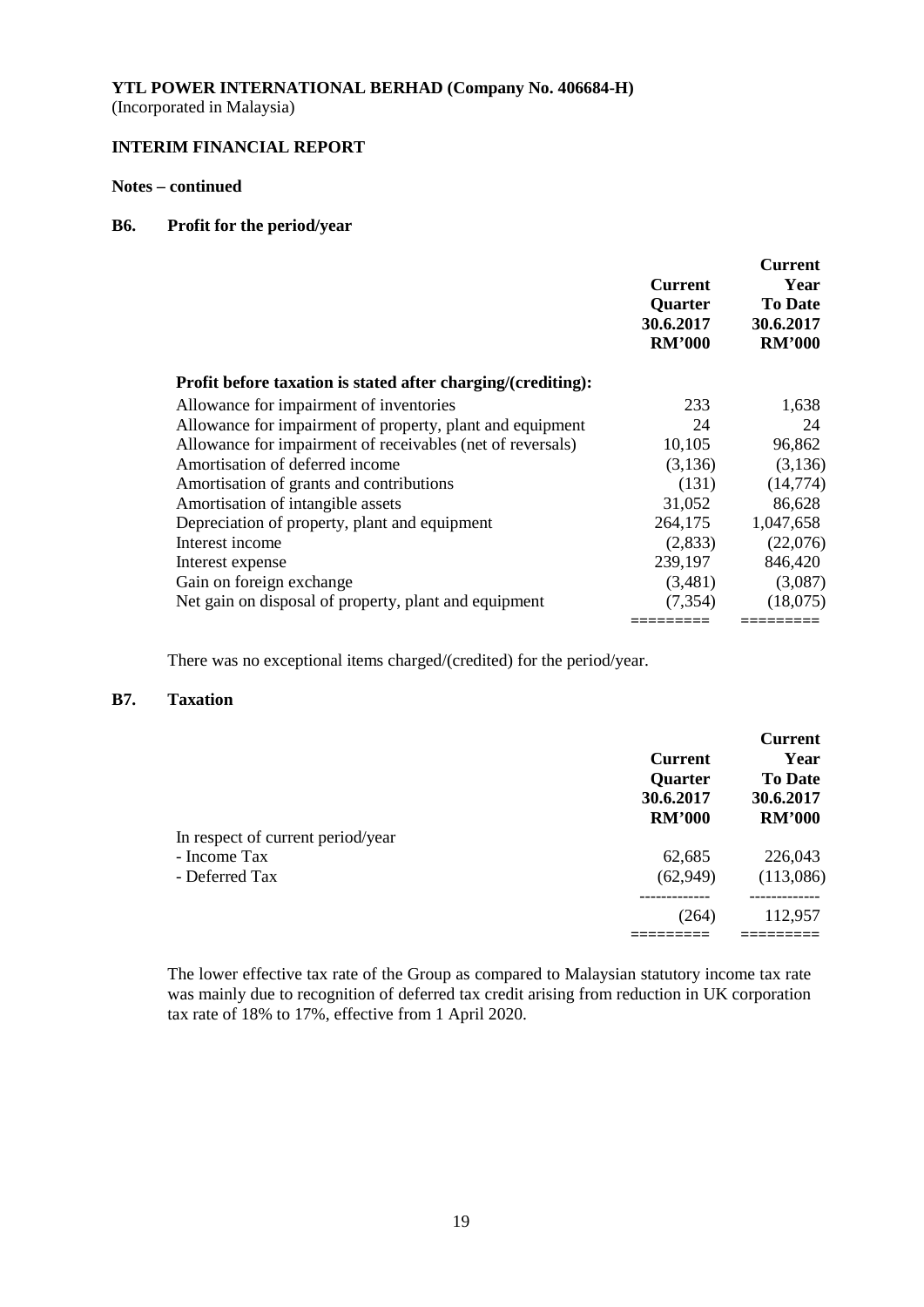**YTL POWER INTERNATIONAL BERHAD (Company No. 406684-H)**
(Incorporated in Malaysia)

**INTERIM FINANCIAL REPORT**

**Notes – continued**

## B6. Profit for the period/year

| | Current Quarter 30.6.2017 RM'000 | Current Year To Date 30.6.2017 RM'000 |
|---|---|---|
| **Profit before taxation is stated after charging/(crediting):** | | |
| Allowance for impairment of inventories | 233 | 1,638 |
| Allowance for impairment of property, plant and equipment | 24 | 24 |
| Allowance for impairment of receivables (net of reversals) | 10,105 | 96,862 |
| Amortisation of deferred income | (3,136) | (3,136) |
| Amortisation of grants and contributions | (131) | (14,774) |
| Amortisation of intangible assets | 31,052 | 86,628 |
| Depreciation of property, plant and equipment | 264,175 | 1,047,658 |
| Interest income | (2,833) | (22,076) |
| Interest expense | 239,197 | 846,420 |
| Gain on foreign exchange | (3,481) | (3,087) |
| Net gain on disposal of property, plant and equipment | (7,354) | (18,075) |

There was no exceptional items charged/(credited) for the period/year.

## B7. Taxation

| | Current Quarter 30.6.2017 RM'000 | Current Year To Date 30.6.2017 RM'000 |
|---|---|---|
| In respect of current period/year | | |
| - Income Tax | 62,685 | 226,043 |
| - Deferred Tax | (62,949) | (113,086) |
| | (264) | 112,957 |

The lower effective tax rate of the Group as compared to Malaysian statutory income tax rate was mainly due to recognition of deferred tax credit arising from reduction in UK corporation tax rate of 18% to 17%, effective from 1 April 2020.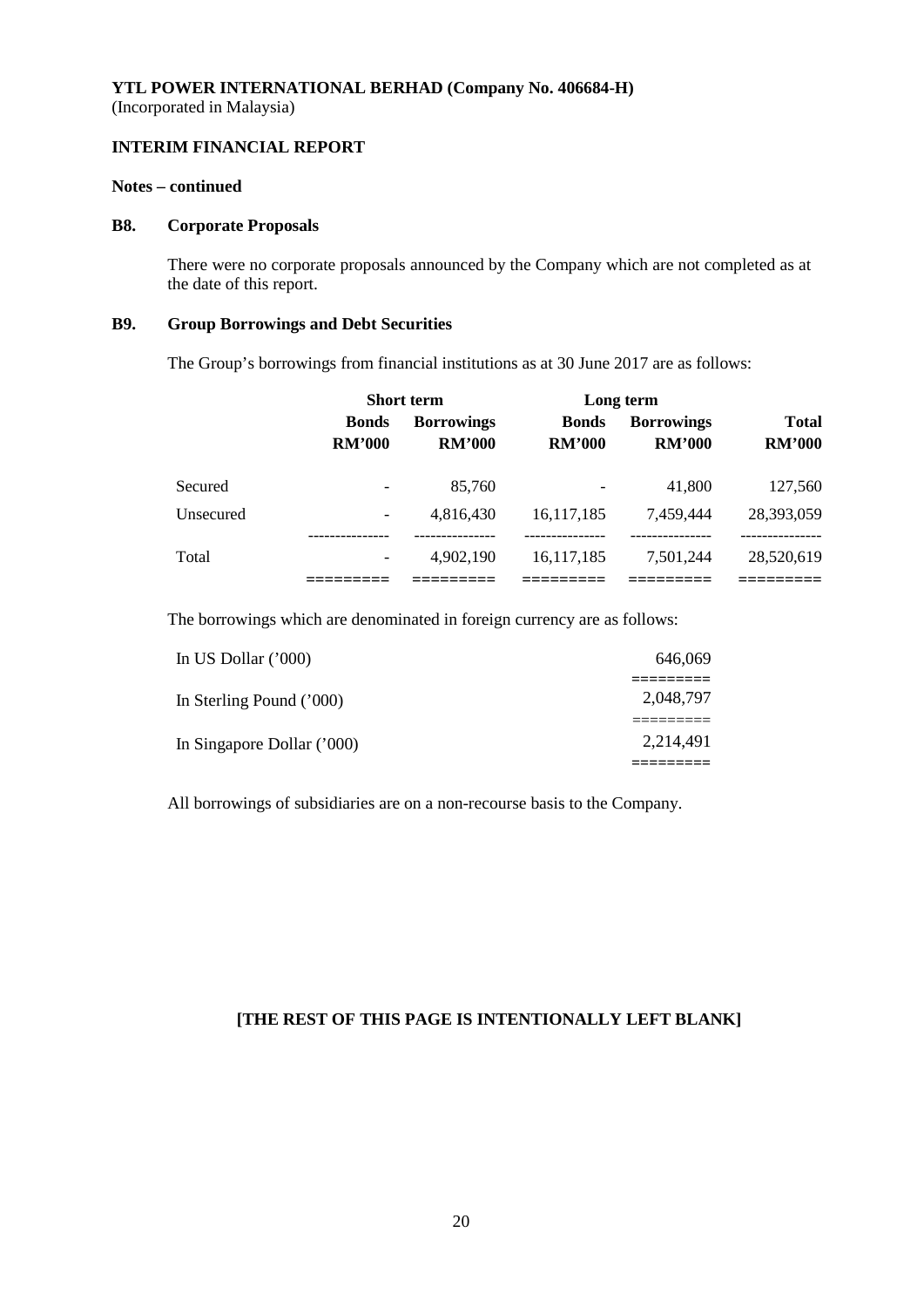**YTL POWER INTERNATIONAL BERHAD (Company No. 406684-H)**
(Incorporated in Malaysia)

**INTERIM FINANCIAL REPORT**

**Notes – continued**

### B8. Corporate Proposals

There were no corporate proposals announced by the Company which are not completed as at the date of this report.

### B9. Group Borrowings and Debt Securities

The Group's borrowings from financial institutions as at 30 June 2017 are as follows:

| | Short term | | Long term | | |
|---|---|---|---|---|---|
| | **Bonds RM'000** | **Borrowings RM'000** | **Bonds RM'000** | **Borrowings RM'000** | **Total RM'000** |
| Secured | - | 85,760 | - | 41,800 | 127,560 |
| Unsecured | - | 4,816,430 | 16,117,185 | 7,459,444 | 28,393,059 |
| Total | - | 4,902,190 | 16,117,185 | 7,501,244 | 28,520,619 |

The borrowings which are denominated in foreign currency are as follows:

| | |
|---|---|
| In US Dollar ('000) | 646,069 |
| In Sterling Pound ('000) | 2,048,797 |
| In Singapore Dollar ('000) | 2,214,491 |

All borrowings of subsidiaries are on a non-recourse basis to the Company.

**[THE REST OF THIS PAGE IS INTENTIONALLY LEFT BLANK]**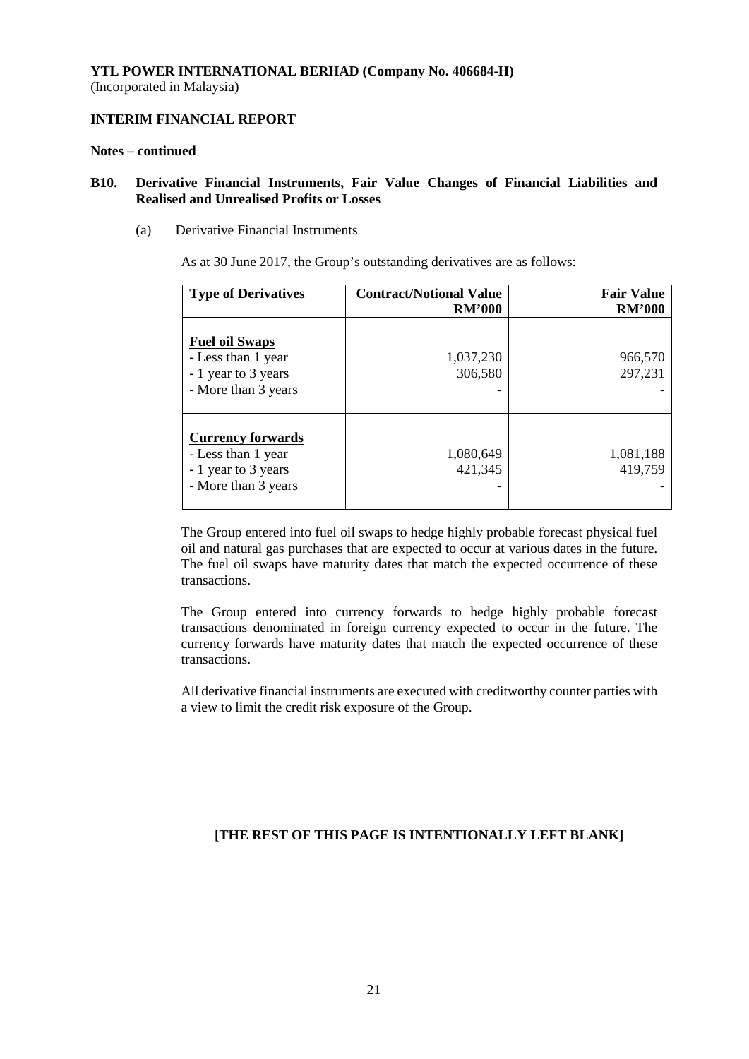**YTL POWER INTERNATIONAL BERHAD (Company No. 406684-H)**
(Incorporated in Malaysia)

**INTERIM FINANCIAL REPORT**

**Notes – continued**

## B10. Derivative Financial Instruments, Fair Value Changes of Financial Liabilities and Realised and Unrealised Profits or Losses

(a) Derivative Financial Instruments

As at 30 June 2017, the Group's outstanding derivatives are as follows:

| Type of Derivatives | Contract/Notional Value RM'000 | Fair Value RM'000 |
|---|---|---|
| **Fuel oil Swaps** | | |
| - Less than 1 year | 1,037,230 | 966,570 |
| - 1 year to 3 years | 306,580 | 297,231 |
| - More than 3 years | - | - |
| **Currency forwards** | | |
| - Less than 1 year | 1,080,649 | 1,081,188 |
| - 1 year to 3 years | 421,345 | 419,759 |
| - More than 3 years | - | - |

The Group entered into fuel oil swaps to hedge highly probable forecast physical fuel oil and natural gas purchases that are expected to occur at various dates in the future. The fuel oil swaps have maturity dates that match the expected occurrence of these transactions.

The Group entered into currency forwards to hedge highly probable forecast transactions denominated in foreign currency expected to occur in the future. The currency forwards have maturity dates that match the expected occurrence of these transactions.

All derivative financial instruments are executed with creditworthy counter parties with a view to limit the credit risk exposure of the Group.

**[THE REST OF THIS PAGE IS INTENTIONALLY LEFT BLANK]**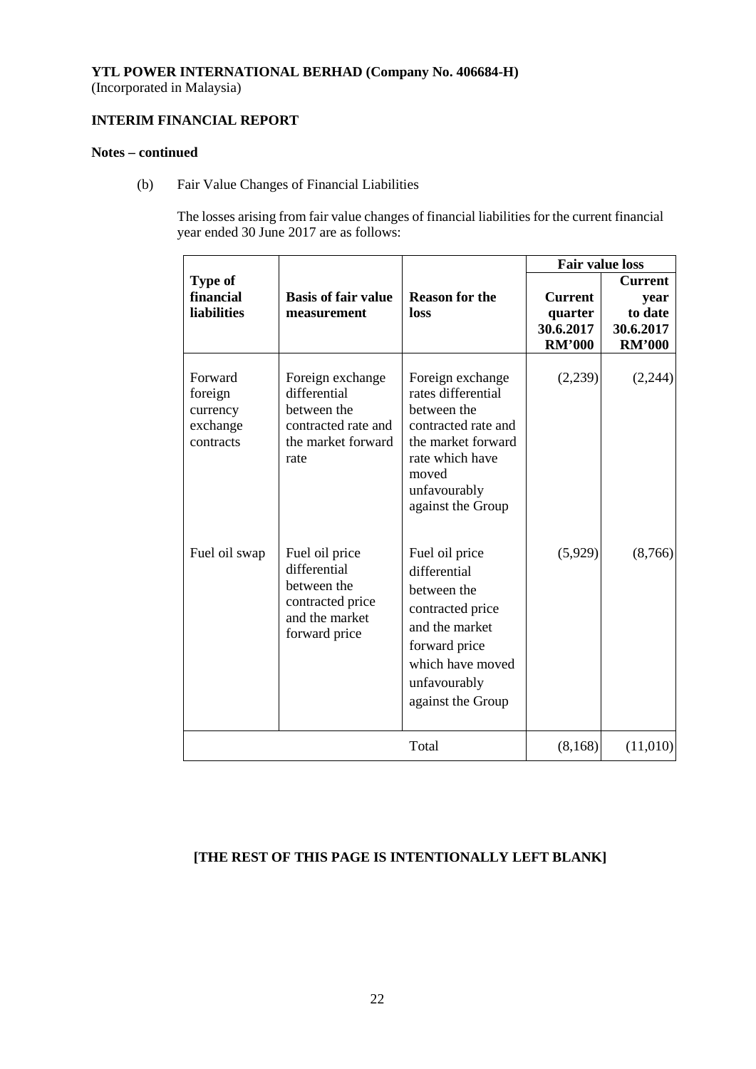**YTL POWER INTERNATIONAL BERHAD (Company No. 406684-H)**
(Incorporated in Malaysia)

**INTERIM FINANCIAL REPORT**

**Notes – continued**

(b) Fair Value Changes of Financial Liabilities

The losses arising from fair value changes of financial liabilities for the current financial year ended 30 June 2017 are as follows:

| Type of financial liabilities | Basis of fair value measurement | Reason for the loss | Fair value loss | |
|---|---|---|---|---|
| | | | Current quarter 30.6.2017 RM'000 | Current year to date 30.6.2017 RM'000 |
| Forward foreign currency exchange contracts | Foreign exchange differential between the contracted rate and the market forward rate | Foreign exchange rates differential between the contracted rate and the market forward rate which have moved unfavourably against the Group | (2,239) | (2,244) |
| Fuel oil swap | Fuel oil price differential between the contracted price and the market forward price | Fuel oil price differential between the contracted price and the market forward price which have moved unfavourably against the Group | (5,929) | (8,766) |
| | | Total | (8,168) | (11,010) |

**[THE REST OF THIS PAGE IS INTENTIONALLY LEFT BLANK]**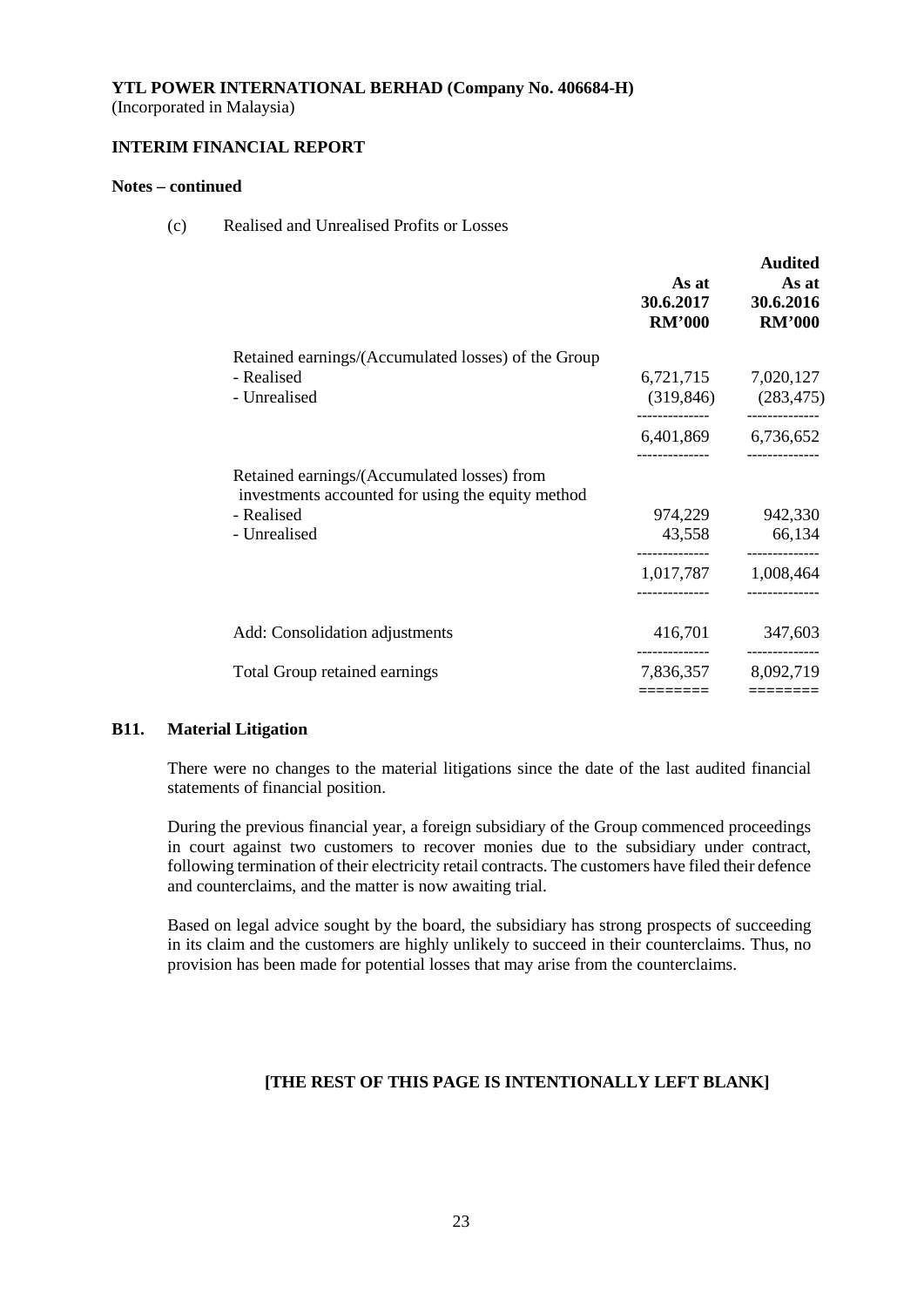**YTL POWER INTERNATIONAL BERHAD (Company No. 406684-H)**
(Incorporated in Malaysia)

**INTERIM FINANCIAL REPORT**

**Notes – continued**

(c) Realised and Unrealised Profits or Losses

| | As at 30.6.2017 RM'000 | Audited As at 30.6.2016 RM'000 |
|---|---|---|
| Retained earnings/(Accumulated losses) of the Group | | |
| - Realised | 6,721,715 | 7,020,127 |
| - Unrealised | (319,846) | (283,475) |
| | 6,401,869 | 6,736,652 |
| Retained earnings/(Accumulated losses) from investments accounted for using the equity method | | |
| - Realised | 974,229 | 942,330 |
| - Unrealised | 43,558 | 66,134 |
| | 1,017,787 | 1,008,464 |
| Add: Consolidation adjustments | 416,701 | 347,603 |
| Total Group retained earnings | 7,836,357 | 8,092,719 |

## B11. Material Litigation

There were no changes to the material litigations since the date of the last audited financial statements of financial position.

During the previous financial year, a foreign subsidiary of the Group commenced proceedings in court against two customers to recover monies due to the subsidiary under contract, following termination of their electricity retail contracts. The customers have filed their defence and counterclaims, and the matter is now awaiting trial.

Based on legal advice sought by the board, the subsidiary has strong prospects of succeeding in its claim and the customers are highly unlikely to succeed in their counterclaims. Thus, no provision has been made for potential losses that may arise from the counterclaims.

**[THE REST OF THIS PAGE IS INTENTIONALLY LEFT BLANK]**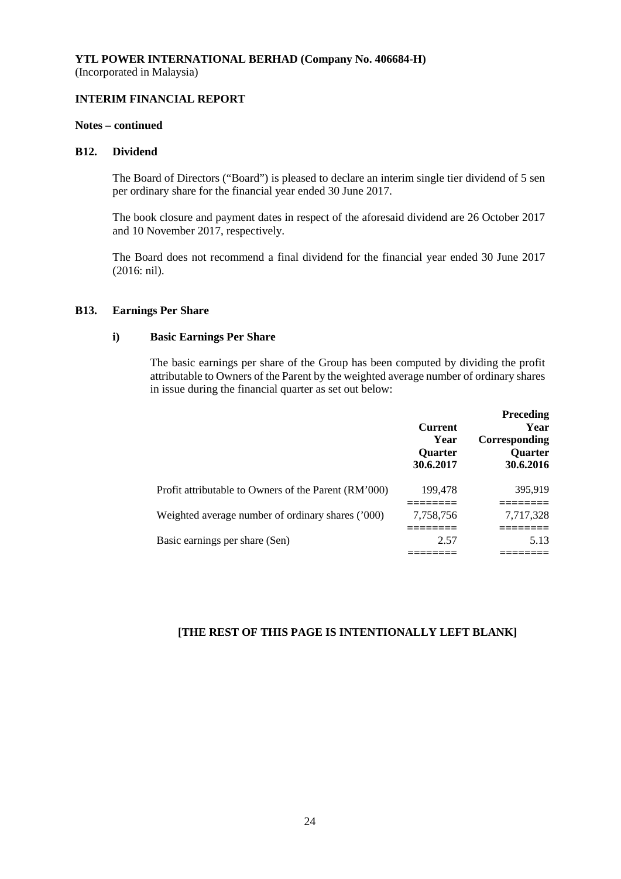**YTL POWER INTERNATIONAL BERHAD (Company No. 406684-H)**
(Incorporated in Malaysia)

**INTERIM FINANCIAL REPORT**

**Notes – continued**

### B12. Dividend

The Board of Directors ("Board") is pleased to declare an interim single tier dividend of 5 sen per ordinary share for the financial year ended 30 June 2017.

The book closure and payment dates in respect of the aforesaid dividend are 26 October 2017 and 10 November 2017, respectively.

The Board does not recommend a final dividend for the financial year ended 30 June 2017 (2016: nil).

### B13. Earnings Per Share

#### i) Basic Earnings Per Share

The basic earnings per share of the Group has been computed by dividing the profit attributable to Owners of the Parent by the weighted average number of ordinary shares in issue during the financial quarter as set out below:

| | Current Year Quarter 30.6.2017 | Preceding Year Corresponding Quarter 30.6.2016 |
|---|---|---|
| Profit attributable to Owners of the Parent (RM'000) | 199,478 | 395,919 |
| Weighted average number of ordinary shares ('000) | 7,758,756 | 7,717,328 |
| Basic earnings per share (Sen) | 2.57 | 5.13 |

**[THE REST OF THIS PAGE IS INTENTIONALLY LEFT BLANK]**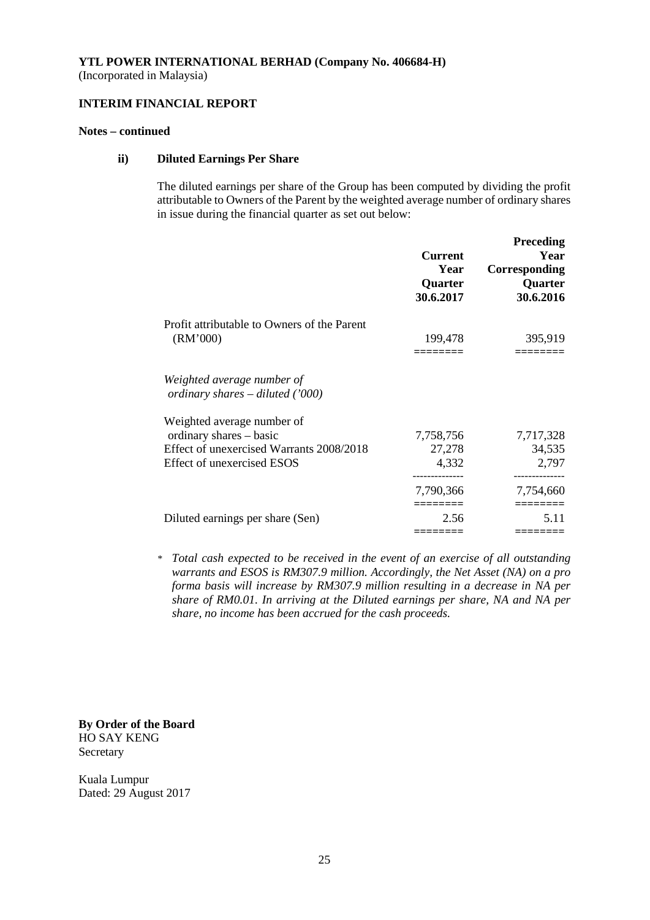**YTL POWER INTERNATIONAL BERHAD (Company No. 406684-H)**
(Incorporated in Malaysia)

**INTERIM FINANCIAL REPORT**

**Notes – continued**

**ii) Diluted Earnings Per Share**

The diluted earnings per share of the Group has been computed by dividing the profit attributable to Owners of the Parent by the weighted average number of ordinary shares in issue during the financial quarter as set out below:

| | Current Year Quarter 30.6.2017 | Preceding Year Corresponding Quarter 30.6.2016 |
|---|---|---|
| Profit attributable to Owners of the Parent (RM'000) | 199,478 | 395,919 |
| *Weighted average number of ordinary shares – diluted ('000)* | | |
| Weighted average number of ordinary shares – basic | 7,758,756 | 7,717,328 |
| Effect of unexercised Warrants 2008/2018 | 27,278 | 34,535 |
| Effect of unexercised ESOS | 4,332 | 2,797 |
| | 7,790,366 | 7,754,660 |
| Diluted earnings per share (Sen) | 2.56 | 5.11 |

\* *Total cash expected to be received in the event of an exercise of all outstanding warrants and ESOS is RM307.9 million. Accordingly, the Net Asset (NA) on a pro forma basis will increase by RM307.9 million resulting in a decrease in NA per share of RM0.01. In arriving at the Diluted earnings per share, NA and NA per share, no income has been accrued for the cash proceeds.*

**By Order of the Board**
HO SAY KENG
Secretary

Kuala Lumpur
Dated: 29 August 2017